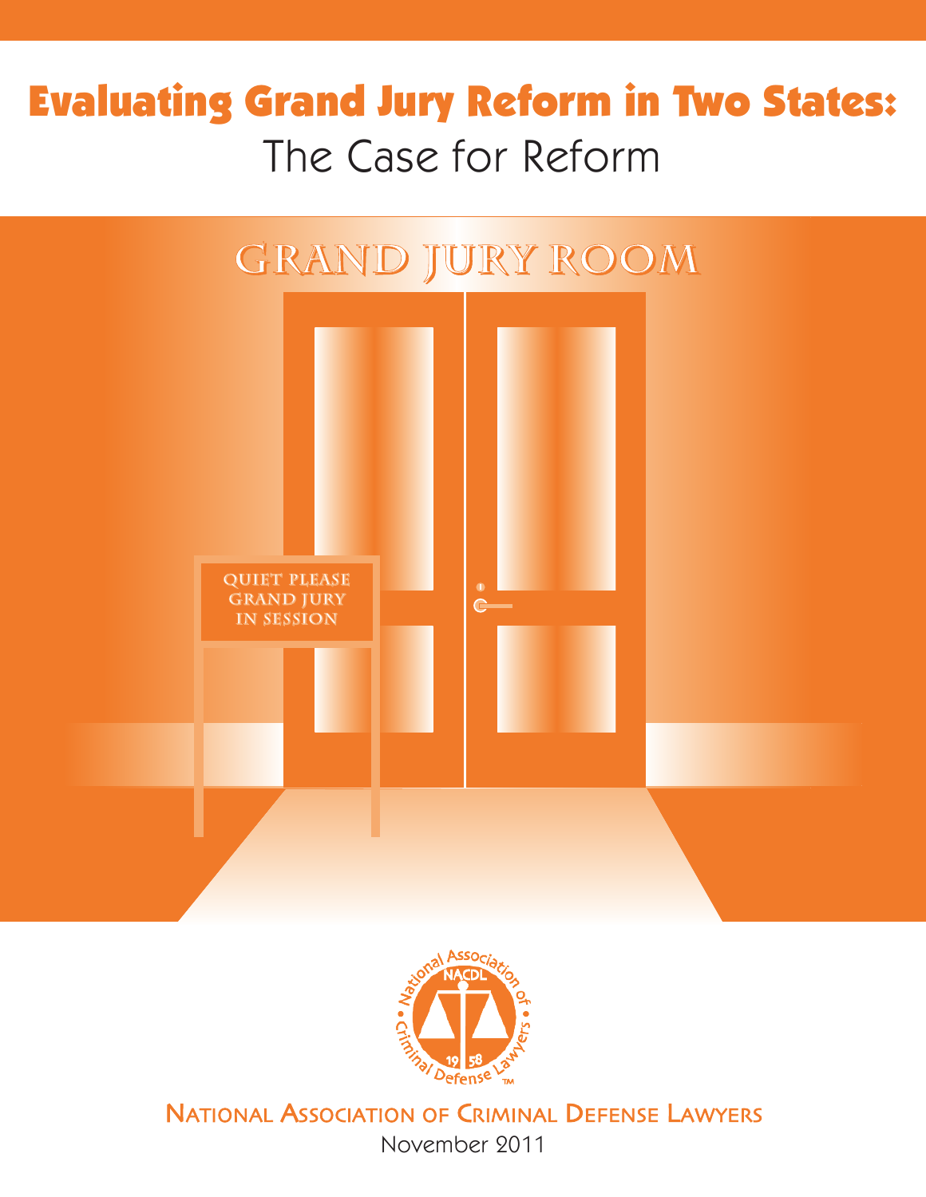# Evaluating Grand Jury Reform in Two States:

## The Case for Reform

GRAND JURY ROOM

QUIET PLEASE
GRAND JURY
IN SESSION

NATIONAL ASSOCIATION OF CRIMINAL DEFENSE LAWYERS

November 2011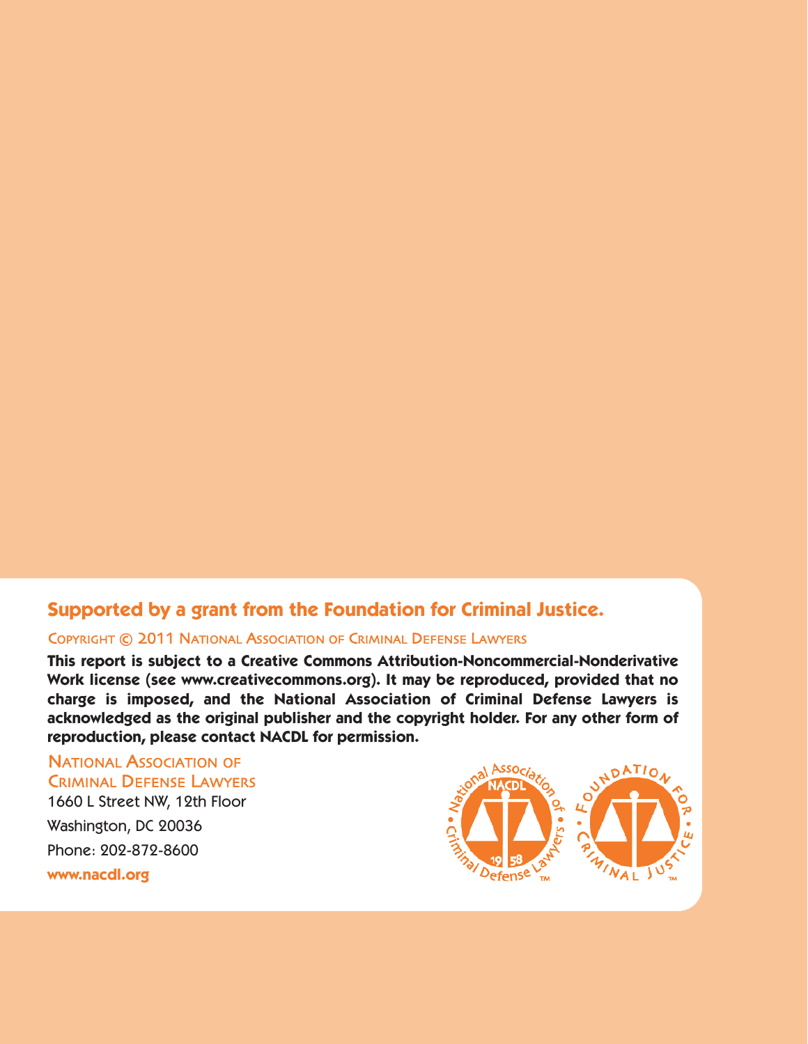**Supported by a grant from the Foundation for Criminal Justice.**

COPYRIGHT © 2011 NATIONAL ASSOCIATION OF CRIMINAL DEFENSE LAWYERS

**This report is subject to a Creative Commons Attribution-Noncommercial-Nonderivative Work license (see www.creativecommons.org). It may be reproduced, provided that no charge is imposed, and the National Association of Criminal Defense Lawyers is acknowledged as the original publisher and the copyright holder. For any other form of reproduction, please contact NACDL for permission.**

NATIONAL ASSOCIATION OF
CRIMINAL DEFENSE LAWYERS
1660 L Street NW, 12th Floor
Washington, DC 20036
Phone: 202-872-8600
**www.nacdl.org**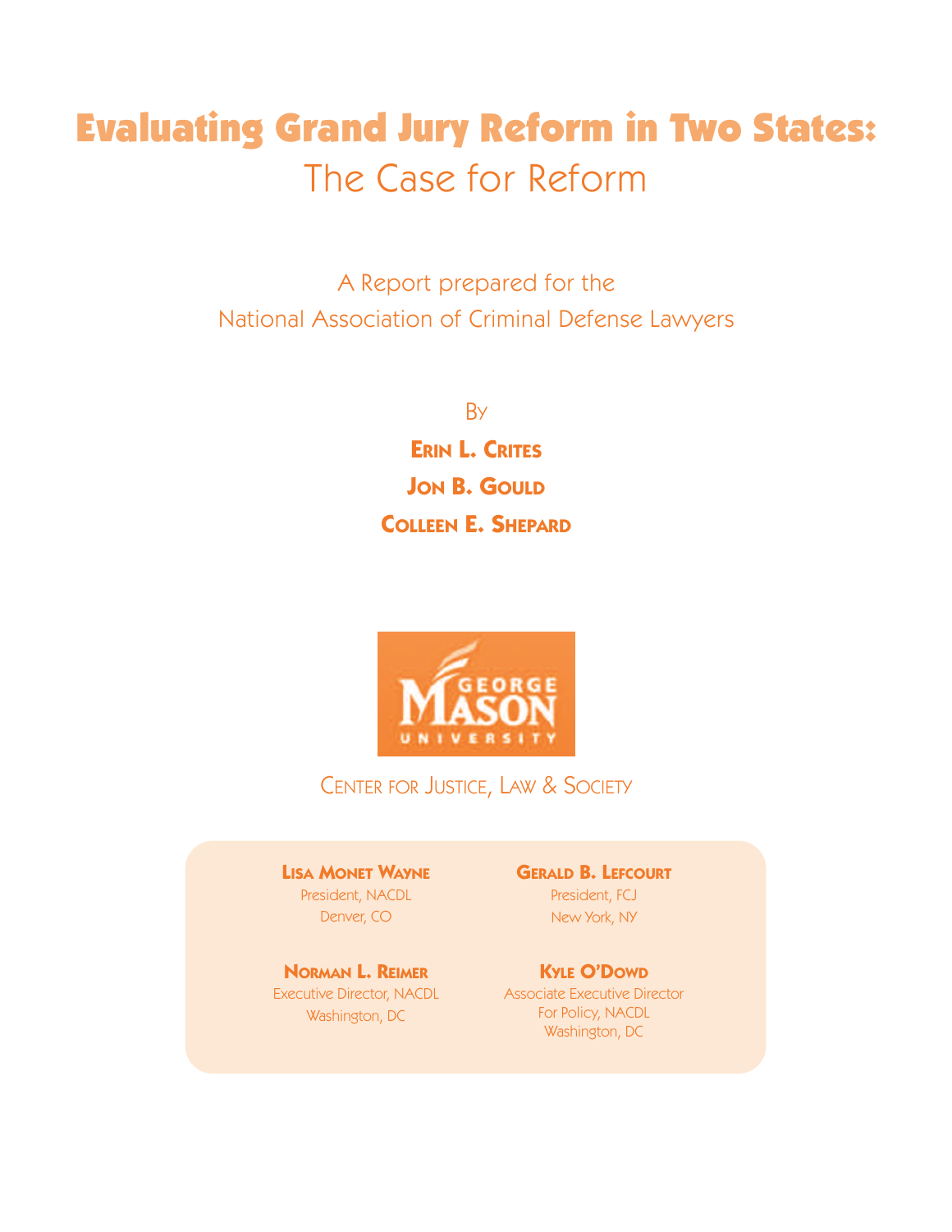# Evaluating Grand Jury Reform in Two States:

## The Case for Reform

A Report prepared for the
National Association of Criminal Defense Lawyers

By

**Erin L. Crites**

**Jon B. Gould**

**Colleen E. Shepard**

George Mason University

Center for Justice, Law & Society

**Lisa Monet Wayne**
President, NACDL
Denver, CO

**Gerald B. Lefcourt**
President, FCJ
New York, NY

**Norman L. Reimer**
Executive Director, NACDL
Washington, DC

**Kyle O'Dowd**
Associate Executive Director
For Policy, NACDL
Washington, DC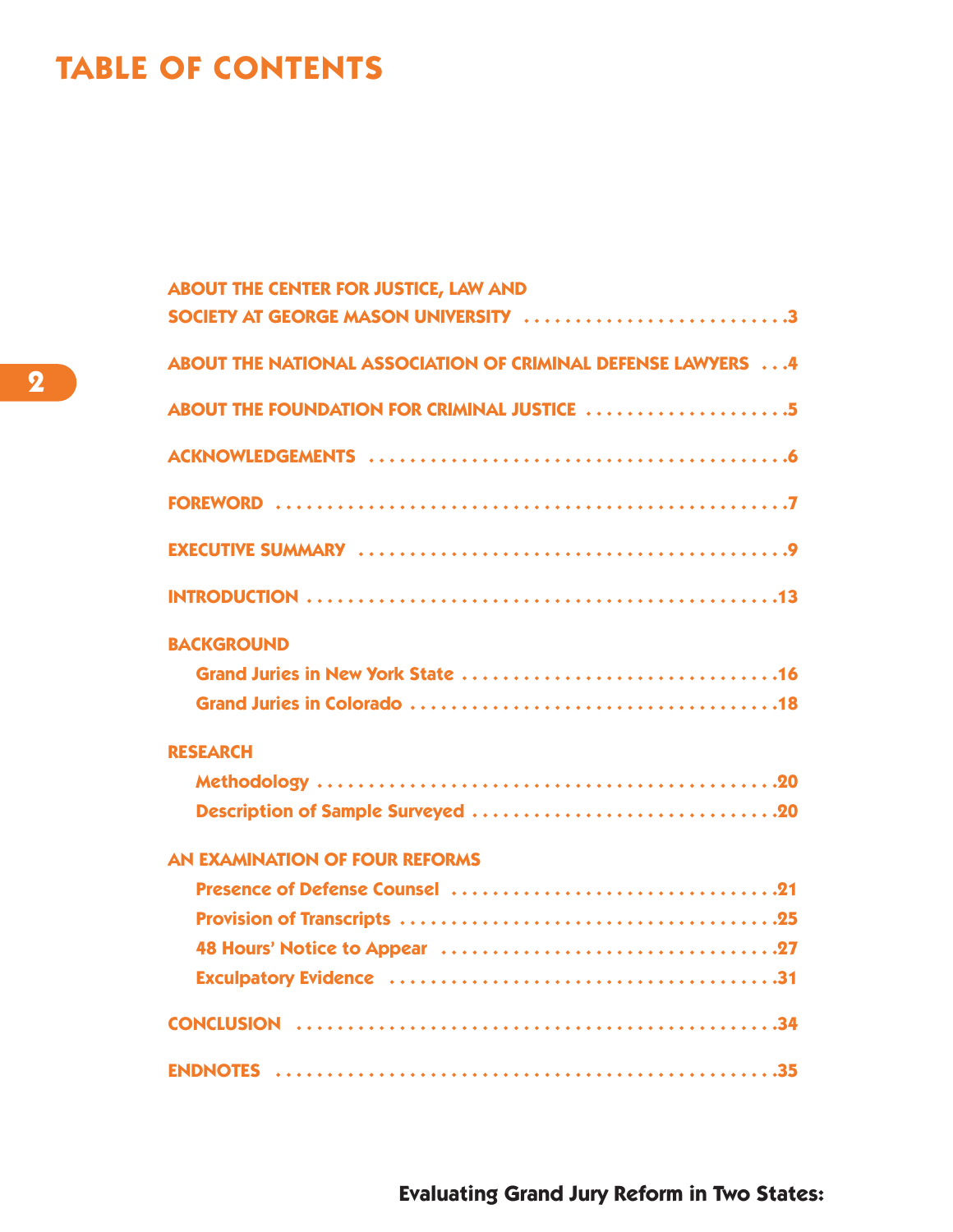# TABLE OF CONTENTS

ABOUT THE CENTER FOR JUSTICE, LAW AND SOCIETY AT GEORGE MASON UNIVERSITY . . . . . . . . . . . . . . . . . . . . . . . . . .3

ABOUT THE NATIONAL ASSOCIATION OF CRIMINAL DEFENSE LAWYERS . . .4

ABOUT THE FOUNDATION FOR CRIMINAL JUSTICE . . . . . . . . . . . . . . . . . . . .5

ACKNOWLEDGEMENTS . . . . . . . . . . . . . . . . . . . . . . . . . . . . . . . . . . . . . . . .6

FOREWORD . . . . . . . . . . . . . . . . . . . . . . . . . . . . . . . . . . . . . . . . . . . . . . .7

EXECUTIVE SUMMARY . . . . . . . . . . . . . . . . . . . . . . . . . . . . . . . . . . . . . . . .9

INTRODUCTION . . . . . . . . . . . . . . . . . . . . . . . . . . . . . . . . . . . . . . . . . . . .13

BACKGROUND

- Grand Juries in New York State . . . . . . . . . . . . . . . . . . . . . . . . . . . . . . .16
- Grand Juries in Colorado . . . . . . . . . . . . . . . . . . . . . . . . . . . . . . . . . . . .18

RESEARCH

- Methodology . . . . . . . . . . . . . . . . . . . . . . . . . . . . . . . . . . . . . . . . . . . .20
- Description of Sample Surveyed . . . . . . . . . . . . . . . . . . . . . . . . . . . . . .20

AN EXAMINATION OF FOUR REFORMS

- Presence of Defense Counsel . . . . . . . . . . . . . . . . . . . . . . . . . . . . . . . .21
- Provision of Transcripts . . . . . . . . . . . . . . . . . . . . . . . . . . . . . . . . . . . .25
- 48 Hours' Notice to Appear . . . . . . . . . . . . . . . . . . . . . . . . . . . . . . . . .27
- Exculpatory Evidence . . . . . . . . . . . . . . . . . . . . . . . . . . . . . . . . . . . . .31

CONCLUSION . . . . . . . . . . . . . . . . . . . . . . . . . . . . . . . . . . . . . . . . . . . . . .34

ENDNOTES . . . . . . . . . . . . . . . . . . . . . . . . . . . . . . . . . . . . . . . . . . . . . . . .35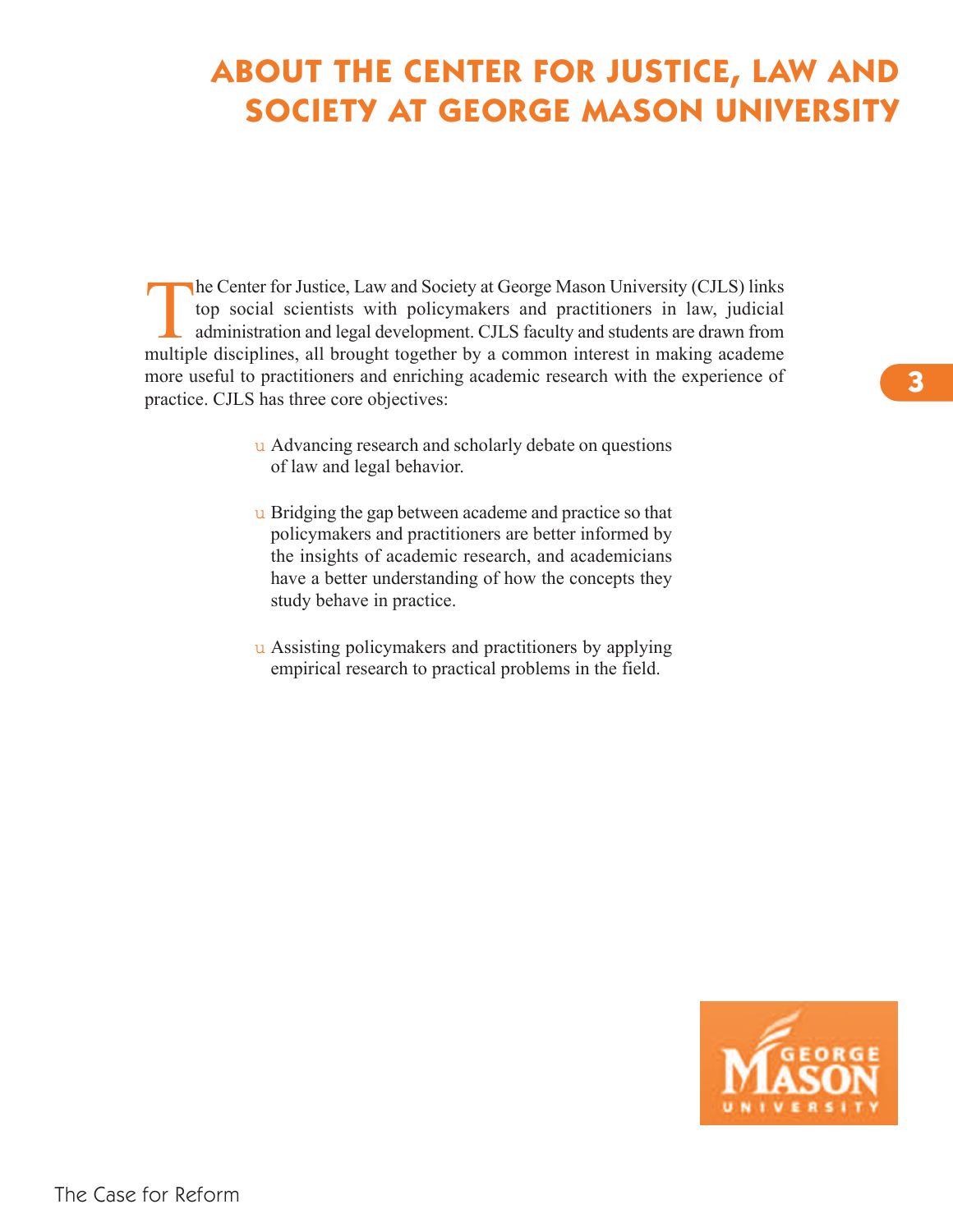# About the Center for Justice, Law and Society at George Mason University

The Center for Justice, Law and Society at George Mason University (CJLS) links top social scientists with policymakers and practitioners in law, judicial administration and legal development. CJLS faculty and students are drawn from multiple disciplines, all brought together by a common interest in making academe more useful to practitioners and enriching academic research with the experience of practice. CJLS has three core objectives:

- Advancing research and scholarly debate on questions of law and legal behavior.
- Bridging the gap between academe and practice so that policymakers and practitioners are better informed by the insights of academic research, and academicians have a better understanding of how the concepts they study behave in practice.
- Assisting policymakers and practitioners by applying empirical research to practical problems in the field.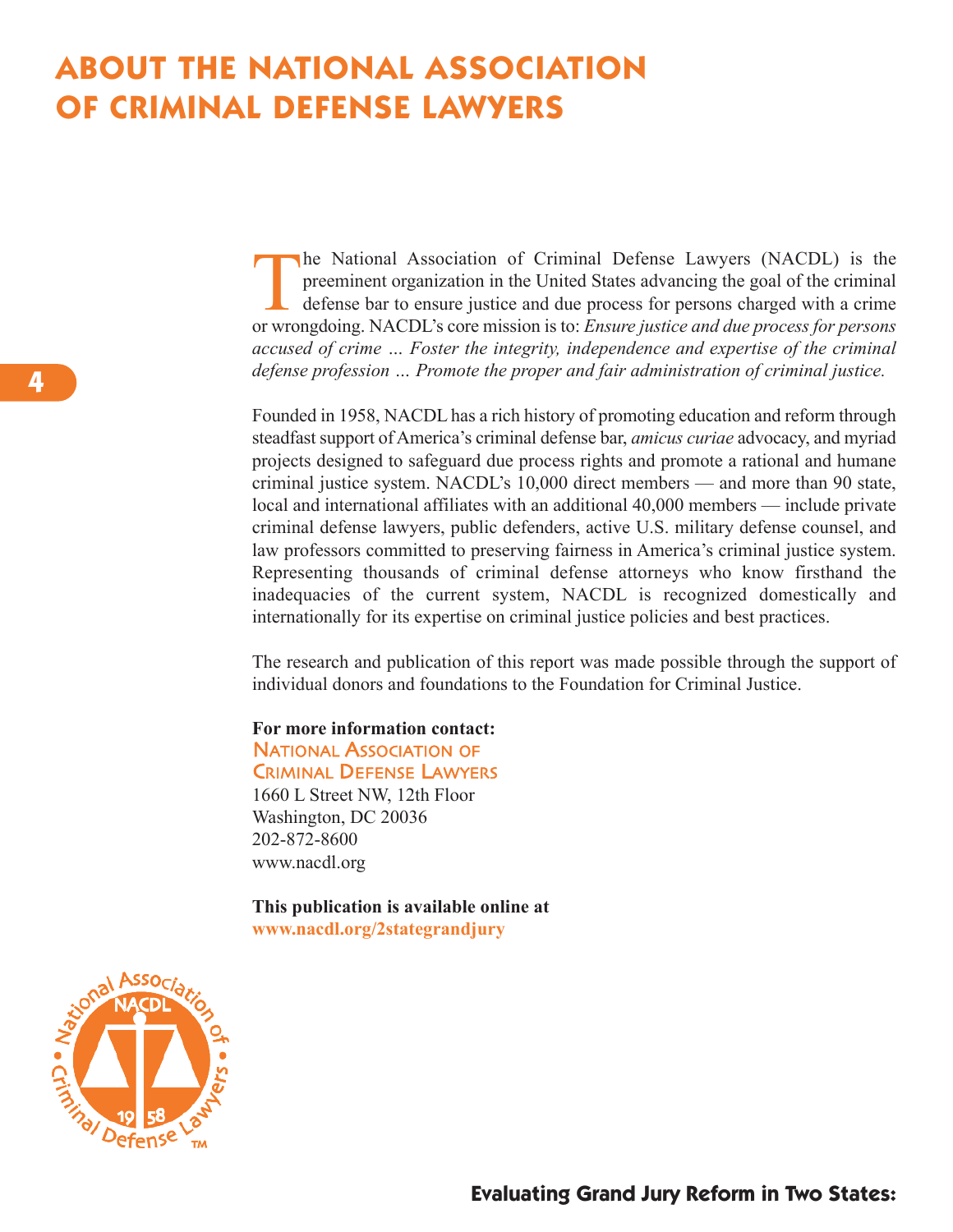# ABOUT THE NATIONAL ASSOCIATION OF CRIMINAL DEFENSE LAWYERS

The National Association of Criminal Defense Lawyers (NACDL) is the preeminent organization in the United States advancing the goal of the criminal defense bar to ensure justice and due process for persons charged with a crime or wrongdoing. NACDL's core mission is to: *Ensure justice and due process for persons accused of crime … Foster the integrity, independence and expertise of the criminal defense profession … Promote the proper and fair administration of criminal justice.*

Founded in 1958, NACDL has a rich history of promoting education and reform through steadfast support of America's criminal defense bar, *amicus curiae* advocacy, and myriad projects designed to safeguard due process rights and promote a rational and humane criminal justice system. NACDL's 10,000 direct members — and more than 90 state, local and international affiliates with an additional 40,000 members — include private criminal defense lawyers, public defenders, active U.S. military defense counsel, and law professors committed to preserving fairness in America's criminal justice system. Representing thousands of criminal defense attorneys who know firsthand the inadequacies of the current system, NACDL is recognized domestically and internationally for its expertise on criminal justice policies and best practices.

The research and publication of this report was made possible through the support of individual donors and foundations to the Foundation for Criminal Justice.

**For more information contact:**
NATIONAL ASSOCIATION OF CRIMINAL DEFENSE LAWYERS
1660 L Street NW, 12th Floor
Washington, DC 20036
202-872-8600
www.nacdl.org

**This publication is available online at**
**www.nacdl.org/2stategrandjury**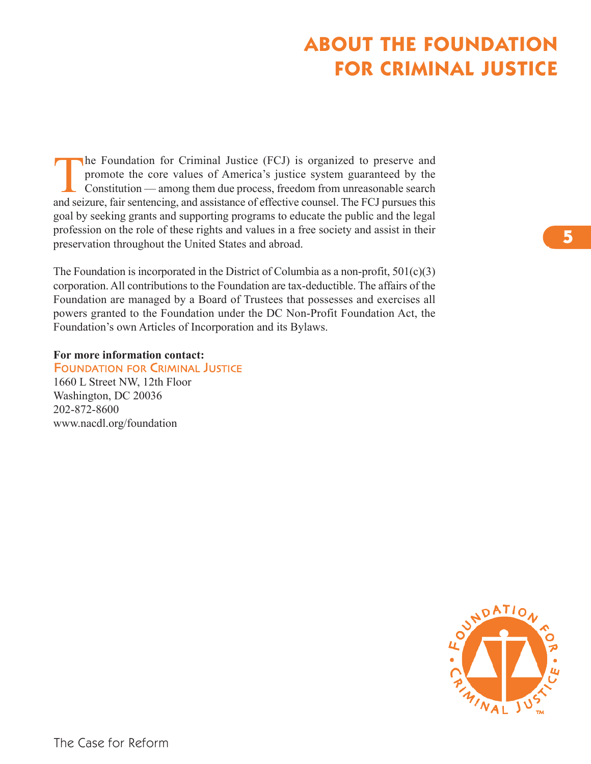# ABOUT THE FOUNDATION FOR CRIMINAL JUSTICE

The Foundation for Criminal Justice (FCJ) is organized to preserve and promote the core values of America's justice system guaranteed by the Constitution — among them due process, freedom from unreasonable search and seizure, fair sentencing, and assistance of effective counsel. The FCJ pursues this goal by seeking grants and supporting programs to educate the public and the legal profession on the role of these rights and values in a free society and assist in their preservation throughout the United States and abroad.

The Foundation is incorporated in the District of Columbia as a non-profit, 501(c)(3) corporation. All contributions to the Foundation are tax-deductible. The affairs of the Foundation are managed by a Board of Trustees that possesses and exercises all powers granted to the Foundation under the DC Non-Profit Foundation Act, the Foundation's own Articles of Incorporation and its Bylaws.

**For more information contact:**
FOUNDATION FOR CRIMINAL JUSTICE
1660 L Street NW, 12th Floor
Washington, DC 20036
202-872-8600
www.nacdl.org/foundation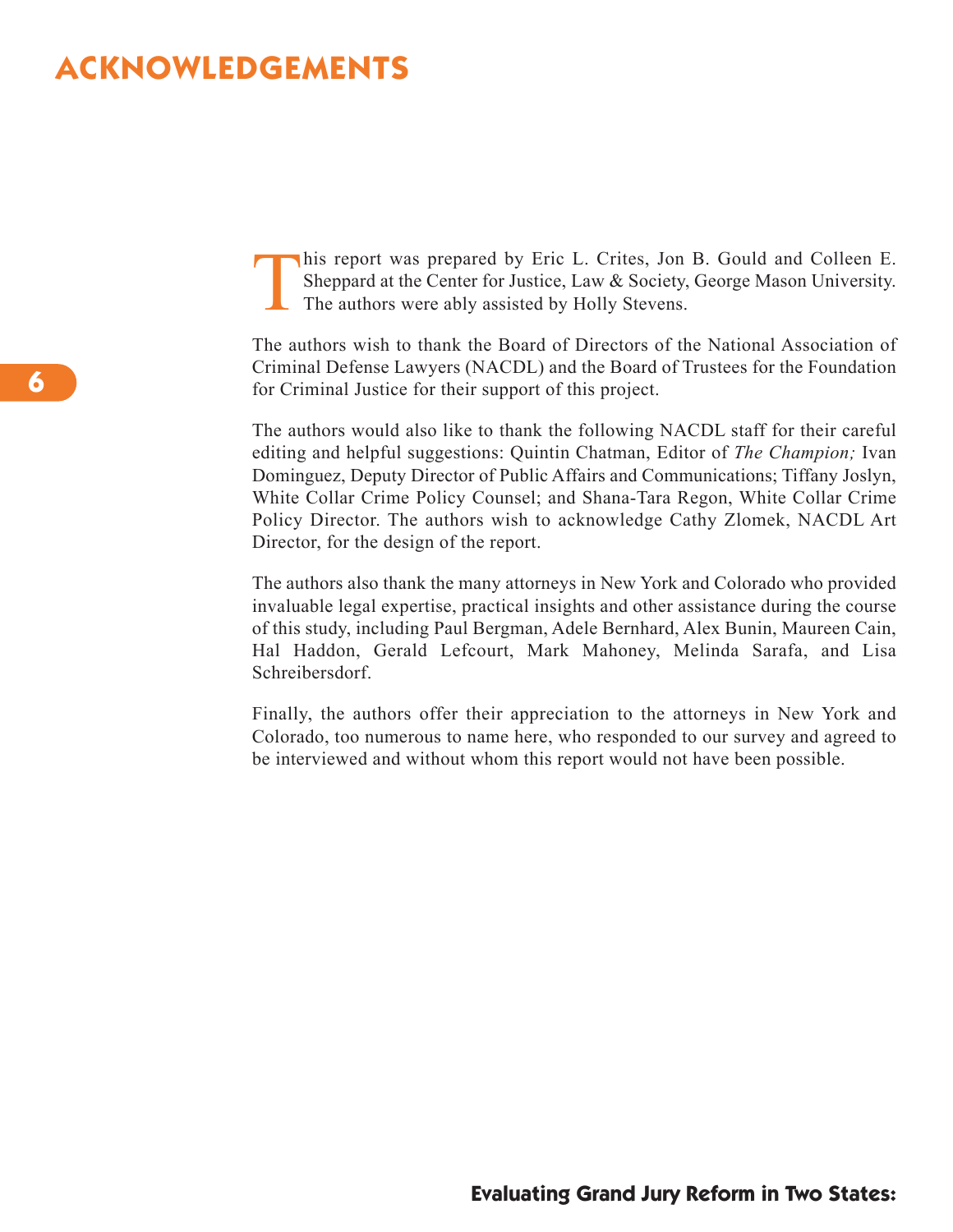# ACKNOWLEDGEMENTS

This report was prepared by Eric L. Crites, Jon B. Gould and Colleen E. Sheppard at the Center for Justice, Law & Society, George Mason University. The authors were ably assisted by Holly Stevens.

The authors wish to thank the Board of Directors of the National Association of Criminal Defense Lawyers (NACDL) and the Board of Trustees for the Foundation for Criminal Justice for their support of this project.

The authors would also like to thank the following NACDL staff for their careful editing and helpful suggestions: Quintin Chatman, Editor of *The Champion;* Ivan Dominguez, Deputy Director of Public Affairs and Communications; Tiffany Joslyn, White Collar Crime Policy Counsel; and Shana-Tara Regon, White Collar Crime Policy Director. The authors wish to acknowledge Cathy Zlomek, NACDL Art Director, for the design of the report.

The authors also thank the many attorneys in New York and Colorado who provided invaluable legal expertise, practical insights and other assistance during the course of this study, including Paul Bergman, Adele Bernhard, Alex Bunin, Maureen Cain, Hal Haddon, Gerald Lefcourt, Mark Mahoney, Melinda Sarafa, and Lisa Schreibersdorf.

Finally, the authors offer their appreciation to the attorneys in New York and Colorado, too numerous to name here, who responded to our survey and agreed to be interviewed and without whom this report would not have been possible.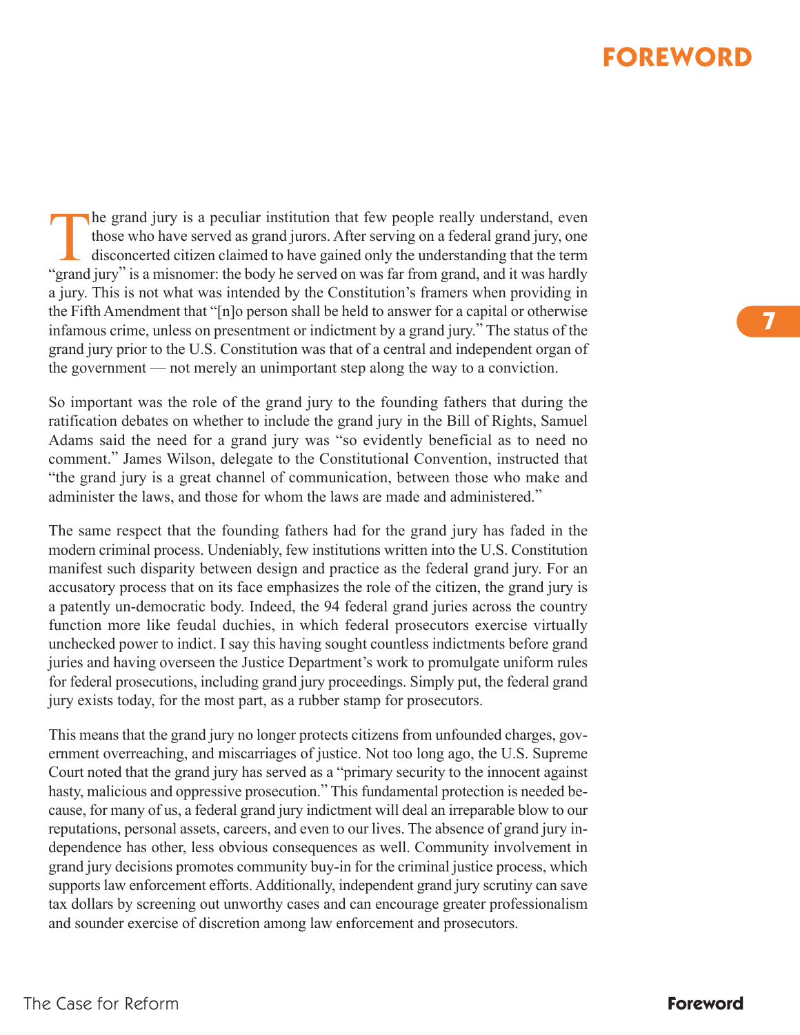# FOREWORD

The grand jury is a peculiar institution that few people really understand, even those who have served as grand jurors. After serving on a federal grand jury, one disconcerted citizen claimed to have gained only the understanding that the term "grand jury" is a misnomer: the body he served on was far from grand, and it was hardly a jury. This is not what was intended by the Constitution's framers when providing in the Fifth Amendment that "[n]o person shall be held to answer for a capital or otherwise infamous crime, unless on presentment or indictment by a grand jury." The status of the grand jury prior to the U.S. Constitution was that of a central and independent organ of the government — not merely an unimportant step along the way to a conviction.

So important was the role of the grand jury to the founding fathers that during the ratification debates on whether to include the grand jury in the Bill of Rights, Samuel Adams said the need for a grand jury was "so evidently beneficial as to need no comment." James Wilson, delegate to the Constitutional Convention, instructed that "the grand jury is a great channel of communication, between those who make and administer the laws, and those for whom the laws are made and administered."

The same respect that the founding fathers had for the grand jury has faded in the modern criminal process. Undeniably, few institutions written into the U.S. Constitution manifest such disparity between design and practice as the federal grand jury. For an accusatory process that on its face emphasizes the role of the citizen, the grand jury is a patently un-democratic body. Indeed, the 94 federal grand juries across the country function more like feudal duchies, in which federal prosecutors exercise virtually unchecked power to indict. I say this having sought countless indictments before grand juries and having overseen the Justice Department's work to promulgate uniform rules for federal prosecutions, including grand jury proceedings. Simply put, the federal grand jury exists today, for the most part, as a rubber stamp for prosecutors.

This means that the grand jury no longer protects citizens from unfounded charges, government overreaching, and miscarriages of justice. Not too long ago, the U.S. Supreme Court noted that the grand jury has served as a "primary security to the innocent against hasty, malicious and oppressive prosecution." This fundamental protection is needed because, for many of us, a federal grand jury indictment will deal an irreparable blow to our reputations, personal assets, careers, and even to our lives. The absence of grand jury independence has other, less obvious consequences as well. Community involvement in grand jury decisions promotes community buy-in for the criminal justice process, which supports law enforcement efforts. Additionally, independent grand jury scrutiny can save tax dollars by screening out unworthy cases and can encourage greater professionalism and sounder exercise of discretion among law enforcement and prosecutors.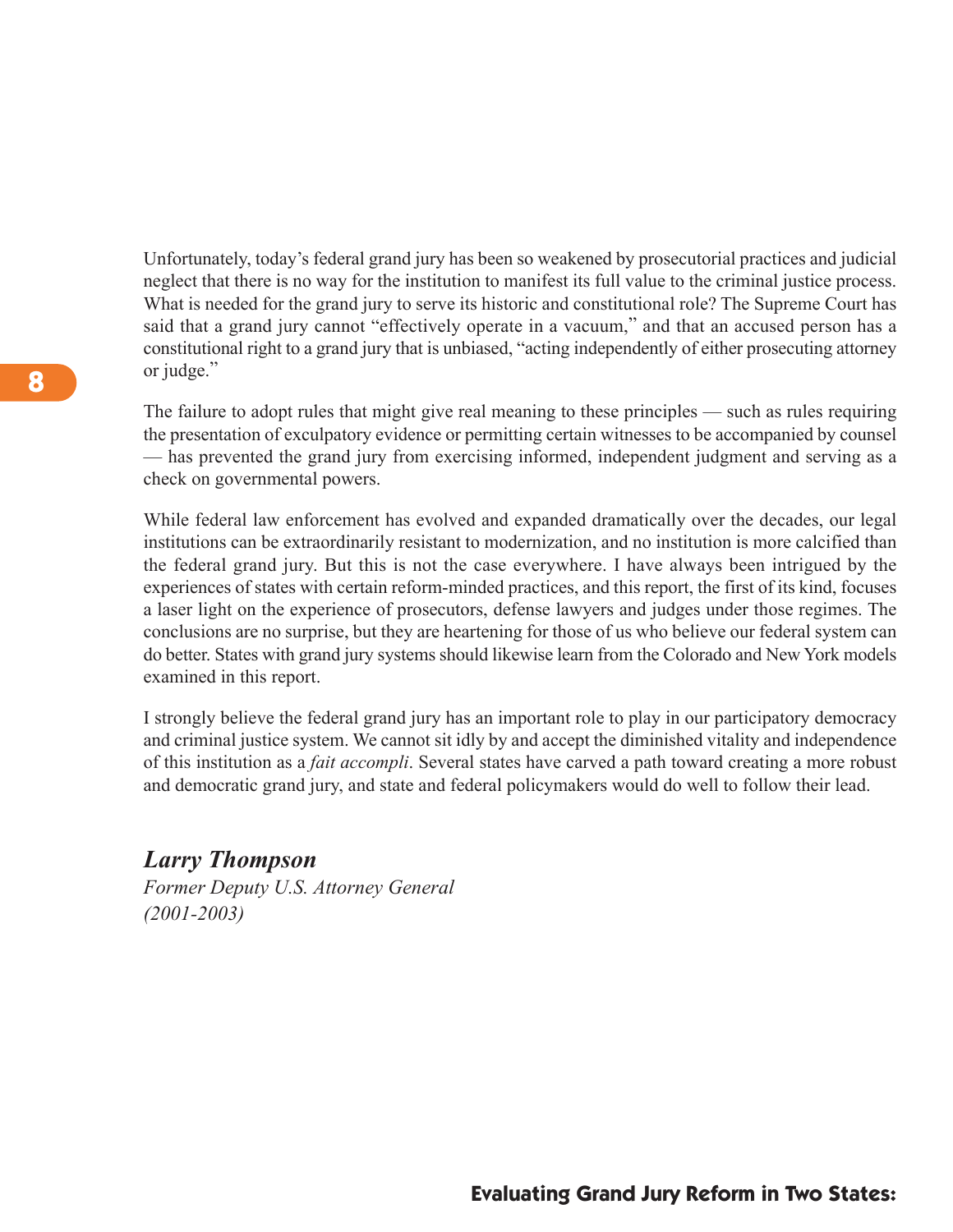Unfortunately, today's federal grand jury has been so weakened by prosecutorial practices and judicial neglect that there is no way for the institution to manifest its full value to the criminal justice process. What is needed for the grand jury to serve its historic and constitutional role? The Supreme Court has said that a grand jury cannot "effectively operate in a vacuum," and that an accused person has a constitutional right to a grand jury that is unbiased, "acting independently of either prosecuting attorney or judge."

The failure to adopt rules that might give real meaning to these principles — such as rules requiring the presentation of exculpatory evidence or permitting certain witnesses to be accompanied by counsel — has prevented the grand jury from exercising informed, independent judgment and serving as a check on governmental powers.

While federal law enforcement has evolved and expanded dramatically over the decades, our legal institutions can be extraordinarily resistant to modernization, and no institution is more calcified than the federal grand jury. But this is not the case everywhere. I have always been intrigued by the experiences of states with certain reform-minded practices, and this report, the first of its kind, focuses a laser light on the experience of prosecutors, defense lawyers and judges under those regimes. The conclusions are no surprise, but they are heartening for those of us who believe our federal system can do better. States with grand jury systems should likewise learn from the Colorado and New York models examined in this report.

I strongly believe the federal grand jury has an important role to play in our participatory democracy and criminal justice system. We cannot sit idly by and accept the diminished vitality and independence of this institution as a *fait accompli*. Several states have carved a path toward creating a more robust and democratic grand jury, and state and federal policymakers would do well to follow their lead.

***Larry Thompson***
*Former Deputy U.S. Attorney General*
*(2001-2003)*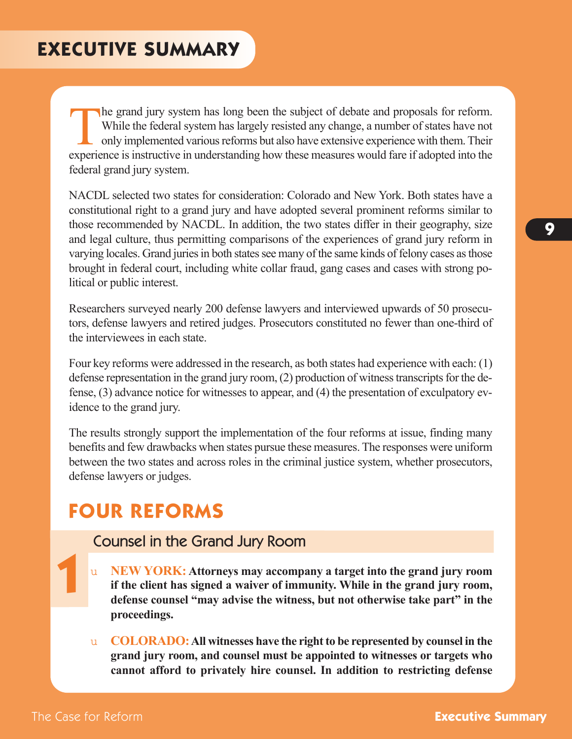# EXECUTIVE SUMMARY

The grand jury system has long been the subject of debate and proposals for reform. While the federal system has largely resisted any change, a number of states have not only implemented various reforms but also have extensive experience with them. Their experience is instructive in understanding how these measures would fare if adopted into the federal grand jury system.

NACDL selected two states for consideration: Colorado and New York. Both states have a constitutional right to a grand jury and have adopted several prominent reforms similar to those recommended by NACDL. In addition, the two states differ in their geography, size and legal culture, thus permitting comparisons of the experiences of grand jury reform in varying locales. Grand juries in both states see many of the same kinds of felony cases as those brought in federal court, including white collar fraud, gang cases and cases with strong political or public interest.

Researchers surveyed nearly 200 defense lawyers and interviewed upwards of 50 prosecutors, defense lawyers and retired judges. Prosecutors constituted no fewer than one-third of the interviewees in each state.

Four key reforms were addressed in the research, as both states had experience with each: (1) defense representation in the grand jury room, (2) production of witness transcripts for the defense, (3) advance notice for witnesses to appear, and (4) the presentation of exculpatory evidence to the grand jury.

The results strongly support the implementation of the four reforms at issue, finding many benefits and few drawbacks when states pursue these measures. The responses were uniform between the two states and across roles in the criminal justice system, whether prosecutors, defense lawyers or judges.

## FOUR REFORMS

### 1 Counsel in the Grand Jury Room

- **NEW YORK: Attorneys may accompany a target into the grand jury room if the client has signed a waiver of immunity. While in the grand jury room, defense counsel "may advise the witness, but not otherwise take part" in the proceedings.**

- **COLORADO: All witnesses have the right to be represented by counsel in the grand jury room, and counsel must be appointed to witnesses or targets who cannot afford to privately hire counsel. In addition to restricting defense**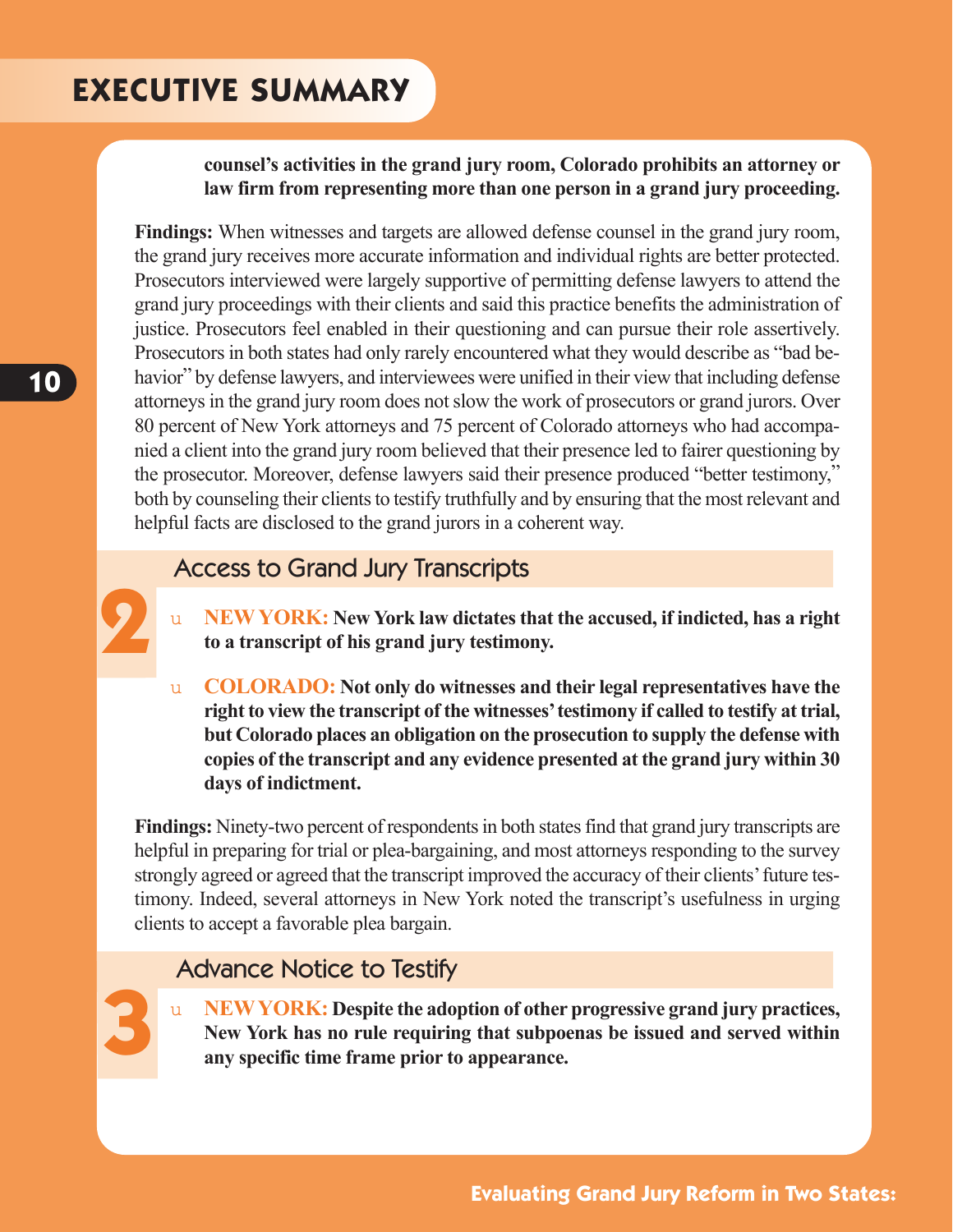## EXECUTIVE SUMMARY

**counsel's activities in the grand jury room, Colorado prohibits an attorney or law firm from representing more than one person in a grand jury proceeding.**

**Findings:** When witnesses and targets are allowed defense counsel in the grand jury room, the grand jury receives more accurate information and individual rights are better protected. Prosecutors interviewed were largely supportive of permitting defense lawyers to attend the grand jury proceedings with their clients and said this practice benefits the administration of justice. Prosecutors feel enabled in their questioning and can pursue their role assertively. Prosecutors in both states had only rarely encountered what they would describe as "bad behavior" by defense lawyers, and interviewees were unified in their view that including defense attorneys in the grand jury room does not slow the work of prosecutors or grand jurors. Over 80 percent of New York attorneys and 75 percent of Colorado attorneys who had accompanied a client into the grand jury room believed that their presence led to fairer questioning by the prosecutor. Moreover, defense lawyers said their presence produced "better testimony," both by counseling their clients to testify truthfully and by ensuring that the most relevant and helpful facts are disclosed to the grand jurors in a coherent way.

### 2 Access to Grand Jury Transcripts

- **NEW YORK: New York law dictates that the accused, if indicted, has a right to a transcript of his grand jury testimony.**
- **COLORADO: Not only do witnesses and their legal representatives have the right to view the transcript of the witnesses' testimony if called to testify at trial, but Colorado places an obligation on the prosecution to supply the defense with copies of the transcript and any evidence presented at the grand jury within 30 days of indictment.**

**Findings:** Ninety-two percent of respondents in both states find that grand jury transcripts are helpful in preparing for trial or plea-bargaining, and most attorneys responding to the survey strongly agreed or agreed that the transcript improved the accuracy of their clients' future testimony. Indeed, several attorneys in New York noted the transcript's usefulness in urging clients to accept a favorable plea bargain.

### 3 Advance Notice to Testify

- **NEW YORK: Despite the adoption of other progressive grand jury practices, New York has no rule requiring that subpoenas be issued and served within any specific time frame prior to appearance.**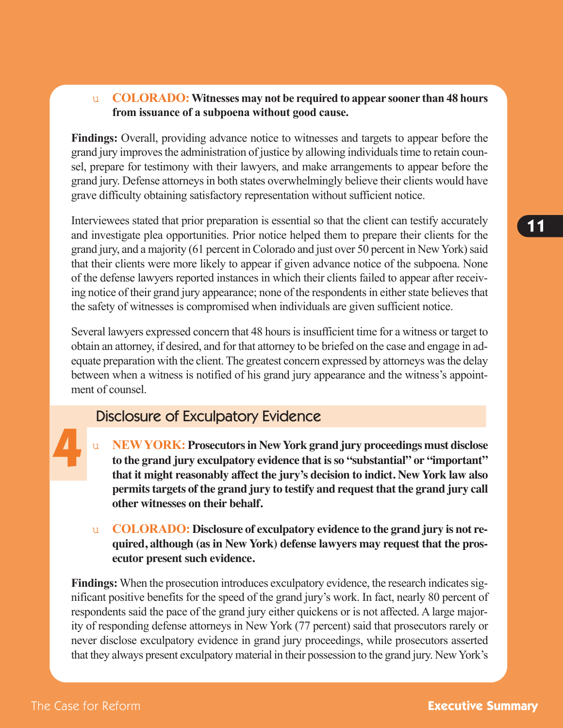- **COLORADO: Witnesses may not be required to appear sooner than 48 hours from issuance of a subpoena without good cause.**

**Findings:** Overall, providing advance notice to witnesses and targets to appear before the grand jury improves the administration of justice by allowing individuals time to retain counsel, prepare for testimony with their lawyers, and make arrangements to appear before the grand jury. Defense attorneys in both states overwhelmingly believe their clients would have grave difficulty obtaining satisfactory representation without sufficient notice.

Interviewees stated that prior preparation is essential so that the client can testify accurately and investigate plea opportunities. Prior notice helped them to prepare their clients for the grand jury, and a majority (61 percent in Colorado and just over 50 percent in New York) said that their clients were more likely to appear if given advance notice of the subpoena. None of the defense lawyers reported instances in which their clients failed to appear after receiving notice of their grand jury appearance; none of the respondents in either state believes that the safety of witnesses is compromised when individuals are given sufficient notice.

Several lawyers expressed concern that 48 hours is insufficient time for a witness or target to obtain an attorney, if desired, and for that attorney to be briefed on the case and engage in adequate preparation with the client. The greatest concern expressed by attorneys was the delay between when a witness is notified of his grand jury appearance and the witness's appointment of counsel.

## 4 Disclosure of Exculpatory Evidence

- **NEW YORK: Prosecutors in New York grand jury proceedings must disclose to the grand jury exculpatory evidence that is so "substantial" or "important" that it might reasonably affect the jury's decision to indict. New York law also permits targets of the grand jury to testify and request that the grand jury call other witnesses on their behalf.**

- **COLORADO: Disclosure of exculpatory evidence to the grand jury is not required, although (as in New York) defense lawyers may request that the prosecutor present such evidence.**

**Findings:** When the prosecution introduces exculpatory evidence, the research indicates significant positive benefits for the speed of the grand jury's work. In fact, nearly 80 percent of respondents said the pace of the grand jury either quickens or is not affected. A large majority of responding defense attorneys in New York (77 percent) said that prosecutors rarely or never disclose exculpatory evidence in grand jury proceedings, while prosecutors asserted that they always present exculpatory material in their possession to the grand jury. New York's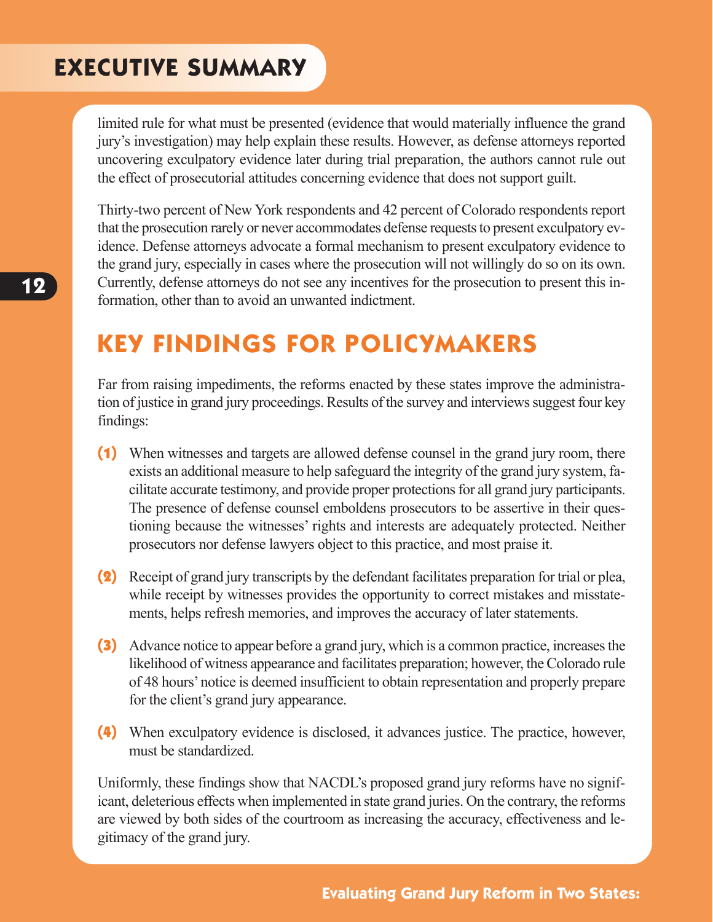## EXECUTIVE SUMMARY

limited rule for what must be presented (evidence that would materially influence the grand jury's investigation) may help explain these results. However, as defense attorneys reported uncovering exculpatory evidence later during trial preparation, the authors cannot rule out the effect of prosecutorial attitudes concerning evidence that does not support guilt.

Thirty-two percent of New York respondents and 42 percent of Colorado respondents report that the prosecution rarely or never accommodates defense requests to present exculpatory evidence. Defense attorneys advocate a formal mechanism to present exculpatory evidence to the grand jury, especially in cases where the prosecution will not willingly do so on its own. Currently, defense attorneys do not see any incentives for the prosecution to present this information, other than to avoid an unwanted indictment.

## KEY FINDINGS FOR POLICYMAKERS

Far from raising impediments, the reforms enacted by these states improve the administration of justice in grand jury proceedings. Results of the survey and interviews suggest four key findings:

**(1)** When witnesses and targets are allowed defense counsel in the grand jury room, there exists an additional measure to help safeguard the integrity of the grand jury system, facilitate accurate testimony, and provide proper protections for all grand jury participants. The presence of defense counsel emboldens prosecutors to be assertive in their questioning because the witnesses' rights and interests are adequately protected. Neither prosecutors nor defense lawyers object to this practice, and most praise it.

**(2)** Receipt of grand jury transcripts by the defendant facilitates preparation for trial or plea, while receipt by witnesses provides the opportunity to correct mistakes and misstatements, helps refresh memories, and improves the accuracy of later statements.

**(3)** Advance notice to appear before a grand jury, which is a common practice, increases the likelihood of witness appearance and facilitates preparation; however, the Colorado rule of 48 hours' notice is deemed insufficient to obtain representation and properly prepare for the client's grand jury appearance.

**(4)** When exculpatory evidence is disclosed, it advances justice. The practice, however, must be standardized.

Uniformly, these findings show that NACDL's proposed grand jury reforms have no significant, deleterious effects when implemented in state grand juries. On the contrary, the reforms are viewed by both sides of the courtroom as increasing the accuracy, effectiveness and legitimacy of the grand jury.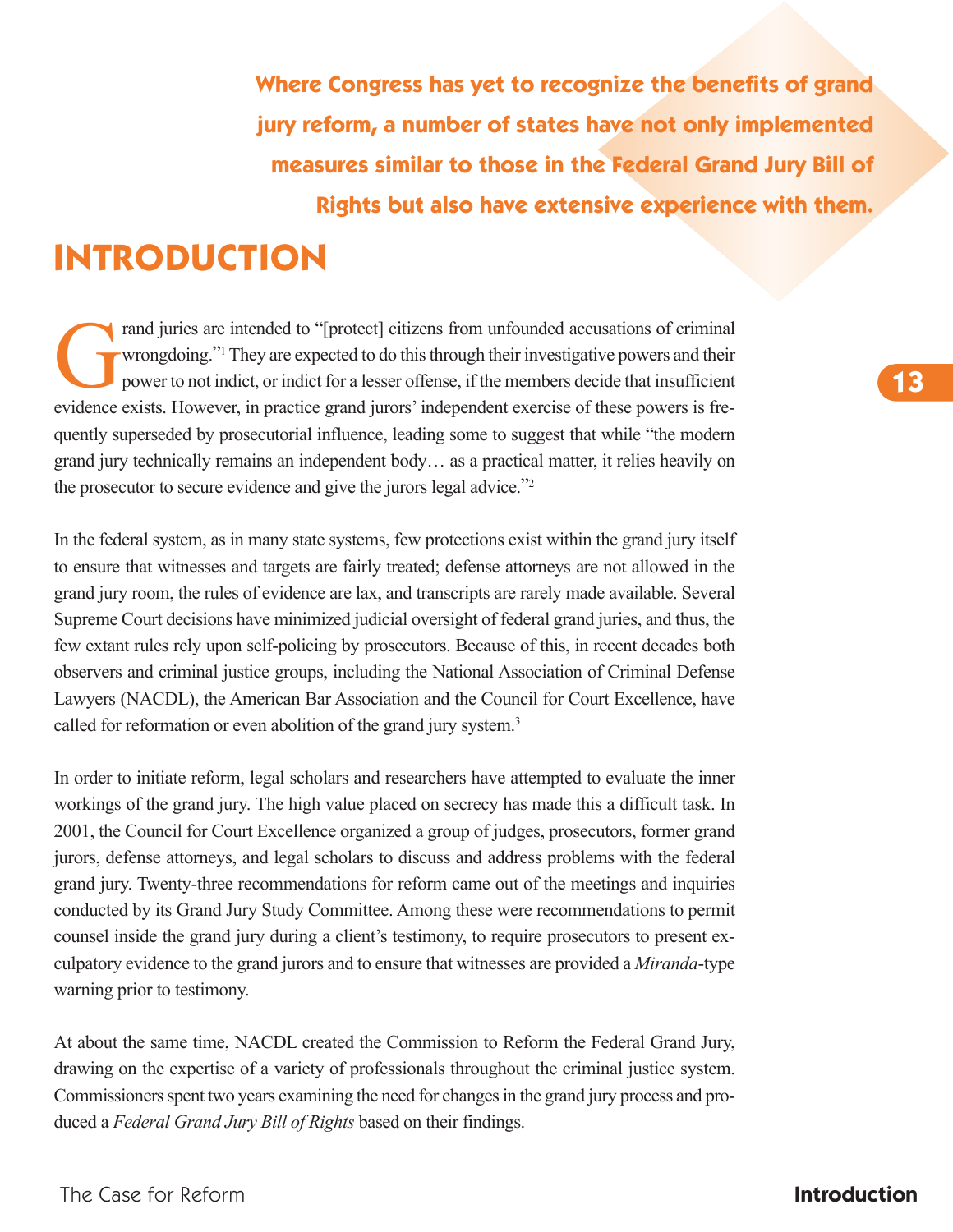**Where Congress has yet to recognize the benefits of grand jury reform, a number of states have not only implemented measures similar to those in the Federal Grand Jury Bill of Rights but also have extensive experience with them.**

# INTRODUCTION

Grand juries are intended to "[protect] citizens from unfounded accusations of criminal wrongdoing."[1] They are expected to do this through their investigative powers and their power to not indict, or indict for a lesser offense, if the members decide that insufficient evidence exists. However, in practice grand jurors' independent exercise of these powers is frequently superseded by prosecutorial influence, leading some to suggest that while "the modern grand jury technically remains an independent body… as a practical matter, it relies heavily on the prosecutor to secure evidence and give the jurors legal advice."[2]

In the federal system, as in many state systems, few protections exist within the grand jury itself to ensure that witnesses and targets are fairly treated; defense attorneys are not allowed in the grand jury room, the rules of evidence are lax, and transcripts are rarely made available. Several Supreme Court decisions have minimized judicial oversight of federal grand juries, and thus, the few extant rules rely upon self-policing by prosecutors. Because of this, in recent decades both observers and criminal justice groups, including the National Association of Criminal Defense Lawyers (NACDL), the American Bar Association and the Council for Court Excellence, have called for reformation or even abolition of the grand jury system.[3]

In order to initiate reform, legal scholars and researchers have attempted to evaluate the inner workings of the grand jury. The high value placed on secrecy has made this a difficult task. In 2001, the Council for Court Excellence organized a group of judges, prosecutors, former grand jurors, defense attorneys, and legal scholars to discuss and address problems with the federal grand jury. Twenty-three recommendations for reform came out of the meetings and inquiries conducted by its Grand Jury Study Committee. Among these were recommendations to permit counsel inside the grand jury during a client's testimony, to require prosecutors to present exculpatory evidence to the grand jurors and to ensure that witnesses are provided a *Miranda*-type warning prior to testimony.

At about the same time, NACDL created the Commission to Reform the Federal Grand Jury, drawing on the expertise of a variety of professionals throughout the criminal justice system. Commissioners spent two years examining the need for changes in the grand jury process and produced a *Federal Grand Jury Bill of Rights* based on their findings.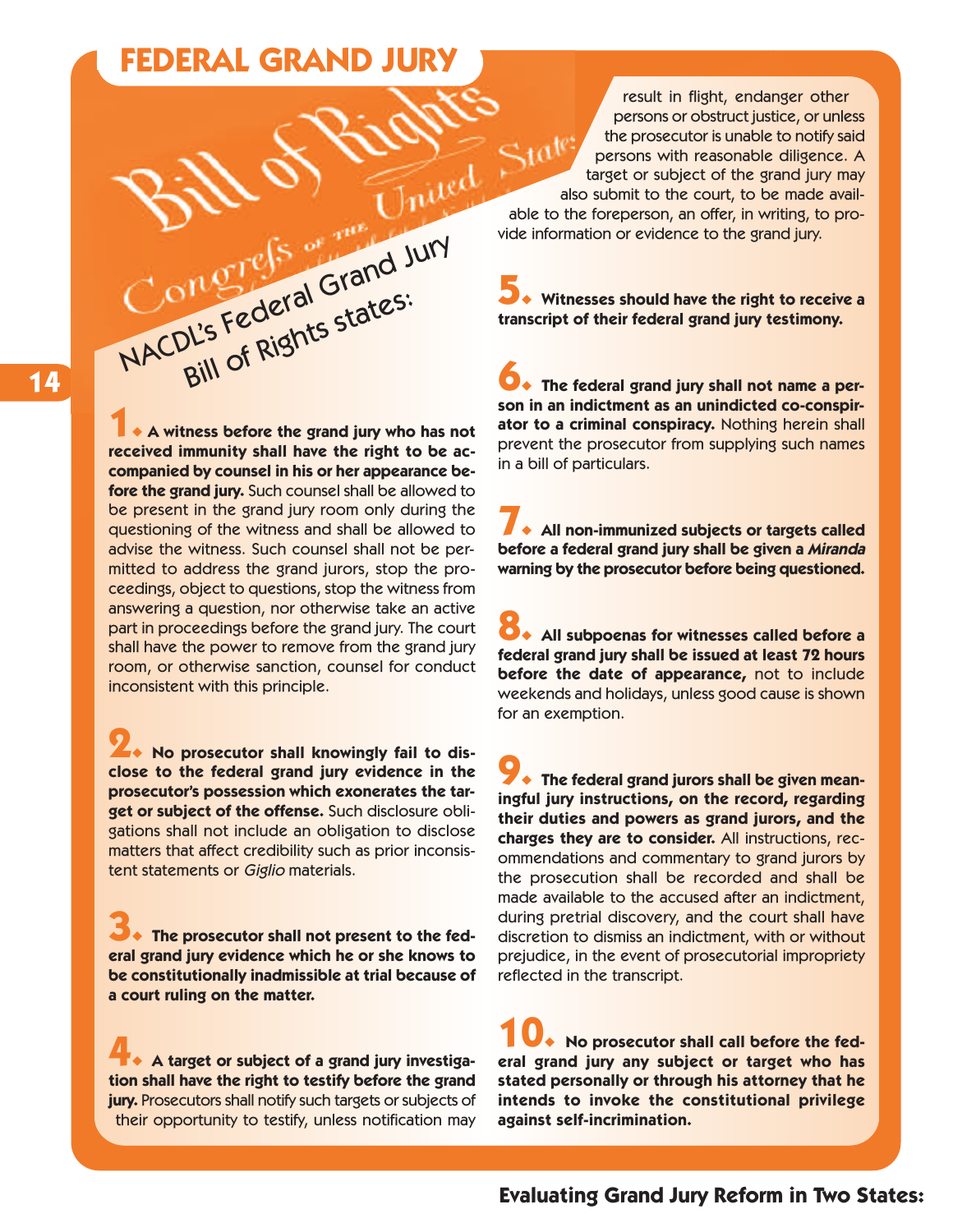# FEDERAL GRAND JURY

## NACDL's Federal Grand Jury Bill of Rights states:

**1. A witness before the grand jury who has not received immunity shall have the right to be accompanied by counsel in his or her appearance before the grand jury.** Such counsel shall be allowed to be present in the grand jury room only during the questioning of the witness and shall be allowed to advise the witness. Such counsel shall not be permitted to address the grand jurors, stop the proceedings, object to questions, stop the witness from answering a question, nor otherwise take an active part in proceedings before the grand jury. The court shall have the power to remove from the grand jury room, or otherwise sanction, counsel for conduct inconsistent with this principle.

**2. No prosecutor shall knowingly fail to disclose to the federal grand jury evidence in the prosecutor's possession which exonerates the target or subject of the offense.** Such disclosure obligations shall not include an obligation to disclose matters that affect credibility such as prior inconsistent statements or *Giglio* materials.

**3. The prosecutor shall not present to the federal grand jury evidence which he or she knows to be constitutionally inadmissible at trial because of a court ruling on the matter.**

**4. A target or subject of a grand jury investigation shall have the right to testify before the grand jury.** Prosecutors shall notify such targets or subjects of their opportunity to testify, unless notification may result in flight, endanger other persons or obstruct justice, or unless the prosecutor is unable to notify said persons with reasonable diligence. A target or subject of the grand jury may also submit to the court, to be made available to the foreperson, an offer, in writing, to provide information or evidence to the grand jury.

**5. Witnesses should have the right to receive a transcript of their federal grand jury testimony.**

**6. The federal grand jury shall not name a person in an indictment as an unindicted co-conspirator to a criminal conspiracy.** Nothing herein shall prevent the prosecutor from supplying such names in a bill of particulars.

**7. All non-immunized subjects or targets called before a federal grand jury shall be given a *Miranda* warning by the prosecutor before being questioned.**

**8. All subpoenas for witnesses called before a federal grand jury shall be issued at least 72 hours before the date of appearance,** not to include weekends and holidays, unless good cause is shown for an exemption.

**9. The federal grand jurors shall be given meaningful jury instructions, on the record, regarding their duties and powers as grand jurors, and the charges they are to consider.** All instructions, recommendations and commentary to grand jurors by the prosecution shall be recorded and shall be made available to the accused after an indictment, during pretrial discovery, and the court shall have discretion to dismiss an indictment, with or without prejudice, in the event of prosecutorial impropriety reflected in the transcript.

**10. No prosecutor shall call before the federal grand jury any subject or target who has stated personally or through his attorney that he intends to invoke the constitutional privilege against self-incrimination.**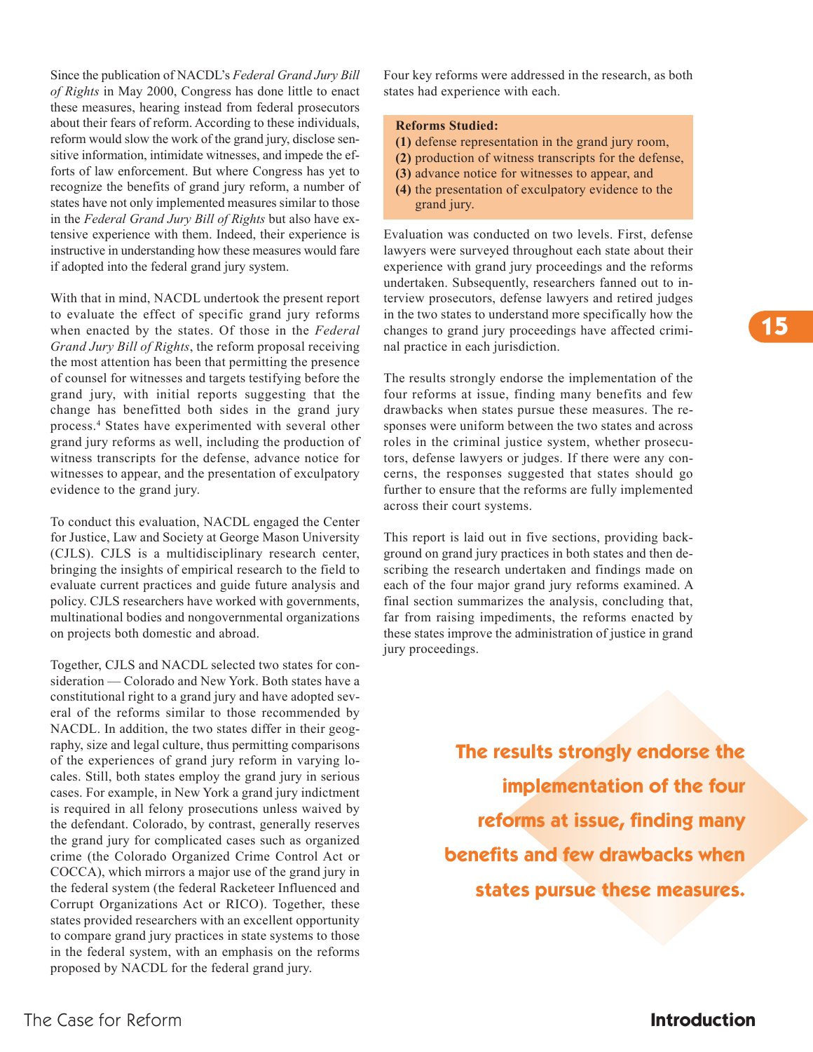Since the publication of NACDL's *Federal Grand Jury Bill of Rights* in May 2000, Congress has done little to enact these measures, hearing instead from federal prosecutors about their fears of reform. According to these individuals, reform would slow the work of the grand jury, disclose sensitive information, intimidate witnesses, and impede the efforts of law enforcement. But where Congress has yet to recognize the benefits of grand jury reform, a number of states have not only implemented measures similar to those in the *Federal Grand Jury Bill of Rights* but also have extensive experience with them. Indeed, their experience is instructive in understanding how these measures would fare if adopted into the federal grand jury system.

With that in mind, NACDL undertook the present report to evaluate the effect of specific grand jury reforms when enacted by the states. Of those in the *Federal Grand Jury Bill of Rights*, the reform proposal receiving the most attention has been that permitting the presence of counsel for witnesses and targets testifying before the grand jury, with initial reports suggesting that the change has benefitted both sides in the grand jury process.[4] States have experimented with several other grand jury reforms as well, including the production of witness transcripts for the defense, advance notice for witnesses to appear, and the presentation of exculpatory evidence to the grand jury.

To conduct this evaluation, NACDL engaged the Center for Justice, Law and Society at George Mason University (CJLS). CJLS is a multidisciplinary research center, bringing the insights of empirical research to the field to evaluate current practices and guide future analysis and policy. CJLS researchers have worked with governments, multinational bodies and nongovernmental organizations on projects both domestic and abroad.

Together, CJLS and NACDL selected two states for consideration — Colorado and New York. Both states have a constitutional right to a grand jury and have adopted several of the reforms similar to those recommended by NACDL. In addition, the two states differ in their geography, size and legal culture, thus permitting comparisons of the experiences of grand jury reform in varying locales. Still, both states employ the grand jury in serious cases. For example, in New York a grand jury indictment is required in all felony prosecutions unless waived by the defendant. Colorado, by contrast, generally reserves the grand jury for complicated cases such as organized crime (the Colorado Organized Crime Control Act or COCCA), which mirrors a major use of the grand jury in the federal system (the federal Racketeer Influenced and Corrupt Organizations Act or RICO). Together, these states provided researchers with an excellent opportunity to compare grand jury practices in state systems to those in the federal system, with an emphasis on the reforms proposed by NACDL for the federal grand jury.

Four key reforms were addressed in the research, as both states had experience with each.

**Reforms Studied:**

**(1)** defense representation in the grand jury room,
**(2)** production of witness transcripts for the defense,
**(3)** advance notice for witnesses to appear, and
**(4)** the presentation of exculpatory evidence to the grand jury.

Evaluation was conducted on two levels. First, defense lawyers were surveyed throughout each state about their experience with grand jury proceedings and the reforms undertaken. Subsequently, researchers fanned out to interview prosecutors, defense lawyers and retired judges in the two states to understand more specifically how the changes to grand jury proceedings have affected criminal practice in each jurisdiction.

The results strongly endorse the implementation of the four reforms at issue, finding many benefits and few drawbacks when states pursue these measures. The responses were uniform between the two states and across roles in the criminal justice system, whether prosecutors, defense lawyers or judges. If there were any concerns, the responses suggested that states should go further to ensure that the reforms are fully implemented across their court systems.

This report is laid out in five sections, providing background on grand jury practices in both states and then describing the research undertaken and findings made on each of the four major grand jury reforms examined. A final section summarizes the analysis, concluding that, far from raising impediments, the reforms enacted by these states improve the administration of justice in grand jury proceedings.

**The results strongly endorse the implementation of the four reforms at issue, finding many benefits and few drawbacks when states pursue these measures.**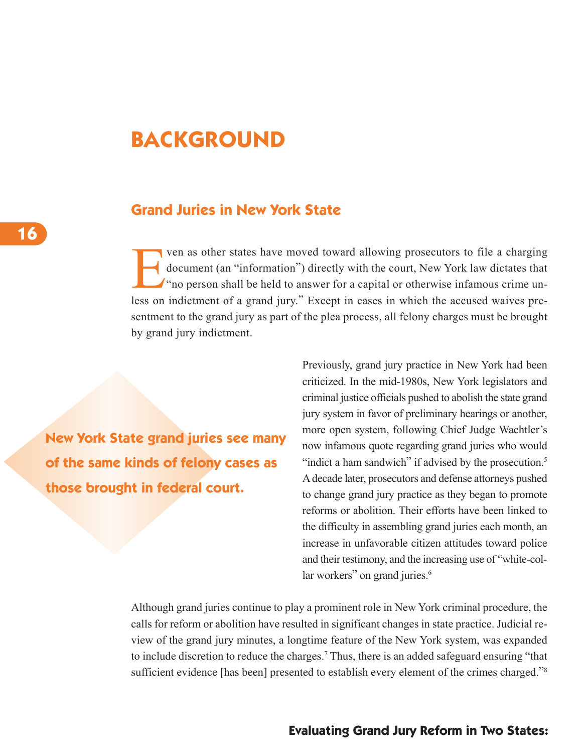# BACKGROUND

## Grand Juries in New York State

Even as other states have moved toward allowing prosecutors to file a charging document (an "information") directly with the court, New York law dictates that "no person shall be held to answer for a capital or otherwise infamous crime unless on indictment of a grand jury." Except in cases in which the accused waives presentment to the grand jury as part of the plea process, all felony charges must be brought by grand jury indictment.

**New York State grand juries see many of the same kinds of felony cases as those brought in federal court.**

Previously, grand jury practice in New York had been criticized. In the mid-1980s, New York legislators and criminal justice officials pushed to abolish the state grand jury system in favor of preliminary hearings or another, more open system, following Chief Judge Wachtler's now infamous quote regarding grand juries who would "indict a ham sandwich" if advised by the prosecution.[5] A decade later, prosecutors and defense attorneys pushed to change grand jury practice as they began to promote reforms or abolition. Their efforts have been linked to the difficulty in assembling grand juries each month, an increase in unfavorable citizen attitudes toward police and their testimony, and the increasing use of "white-collar workers" on grand juries.[6]

Although grand juries continue to play a prominent role in New York criminal procedure, the calls for reform or abolition have resulted in significant changes in state practice. Judicial review of the grand jury minutes, a longtime feature of the New York system, was expanded to include discretion to reduce the charges.[7] Thus, there is an added safeguard ensuring "that sufficient evidence [has been] presented to establish every element of the crimes charged."[8]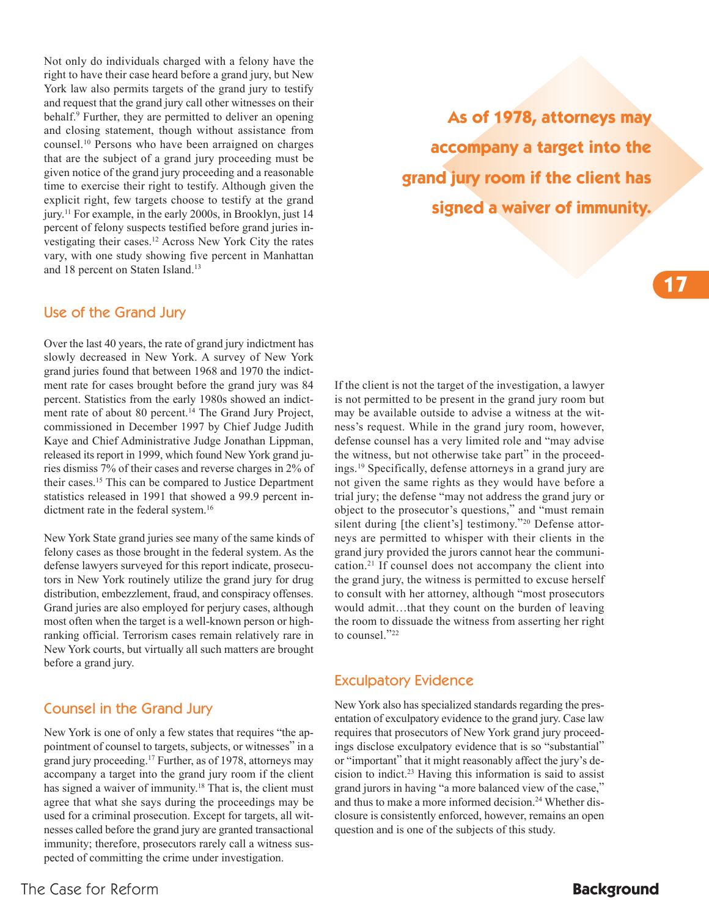Not only do individuals charged with a felony have the right to have their case heard before a grand jury, but New York law also permits targets of the grand jury to testify and request that the grand jury call other witnesses on their behalf.[9] Further, they are permitted to deliver an opening and closing statement, though without assistance from counsel.[10] Persons who have been arraigned on charges that are the subject of a grand jury proceeding must be given notice of the grand jury proceeding and a reasonable time to exercise their right to testify. Although given the explicit right, few targets choose to testify at the grand jury.[11] For example, in the early 2000s, in Brooklyn, just 14 percent of felony suspects testified before grand juries investigating their cases.[12] Across New York City the rates vary, with one study showing five percent in Manhattan and 18 percent on Staten Island.[13]

**As of 1978, attorneys may accompany a target into the grand jury room if the client has signed a waiver of immunity.**

## Use of the Grand Jury

Over the last 40 years, the rate of grand jury indictment has slowly decreased in New York. A survey of New York grand juries found that between 1968 and 1970 the indictment rate for cases brought before the grand jury was 84 percent. Statistics from the early 1980s showed an indictment rate of about 80 percent.[14] The Grand Jury Project, commissioned in December 1997 by Chief Judge Judith Kaye and Chief Administrative Judge Jonathan Lippman, released its report in 1999, which found New York grand juries dismiss 7% of their cases and reverse charges in 2% of their cases.[15] This can be compared to Justice Department statistics released in 1991 that showed a 99.9 percent indictment rate in the federal system.[16]

New York State grand juries see many of the same kinds of felony cases as those brought in the federal system. As the defense lawyers surveyed for this report indicate, prosecutors in New York routinely utilize the grand jury for drug distribution, embezzlement, fraud, and conspiracy offenses. Grand juries are also employed for perjury cases, although most often when the target is a well-known person or high-ranking official. Terrorism cases remain relatively rare in New York courts, but virtually all such matters are brought before a grand jury.

## Counsel in the Grand Jury

New York is one of only a few states that requires "the appointment of counsel to targets, subjects, or witnesses" in a grand jury proceeding.[17] Further, as of 1978, attorneys may accompany a target into the grand jury room if the client has signed a waiver of immunity.[18] That is, the client must agree that what she says during the proceedings may be used for a criminal prosecution. Except for targets, all witnesses called before the grand jury are granted transactional immunity; therefore, prosecutors rarely call a witness suspected of committing the crime under investigation.

If the client is not the target of the investigation, a lawyer is not permitted to be present in the grand jury room but may be available outside to advise a witness at the witness's request. While in the grand jury room, however, defense counsel has a very limited role and "may advise the witness, but not otherwise take part" in the proceedings.[19] Specifically, defense attorneys in a grand jury are not given the same rights as they would have before a trial jury; the defense "may not address the grand jury or object to the prosecutor's questions," and "must remain silent during [the client's] testimony."[20] Defense attorneys are permitted to whisper with their clients in the grand jury provided the jurors cannot hear the communication.[21] If counsel does not accompany the client into the grand jury, the witness is permitted to excuse herself to consult with her attorney, although "most prosecutors would admit…that they count on the burden of leaving the room to dissuade the witness from asserting her right to counsel."[22]

## Exculpatory Evidence

New York also has specialized standards regarding the presentation of exculpatory evidence to the grand jury. Case law requires that prosecutors of New York grand jury proceedings disclose exculpatory evidence that is so "substantial" or "important" that it might reasonably affect the jury's decision to indict.[23] Having this information is said to assist grand jurors in having "a more balanced view of the case," and thus to make a more informed decision.[24] Whether disclosure is consistently enforced, however, remains an open question and is one of the subjects of this study.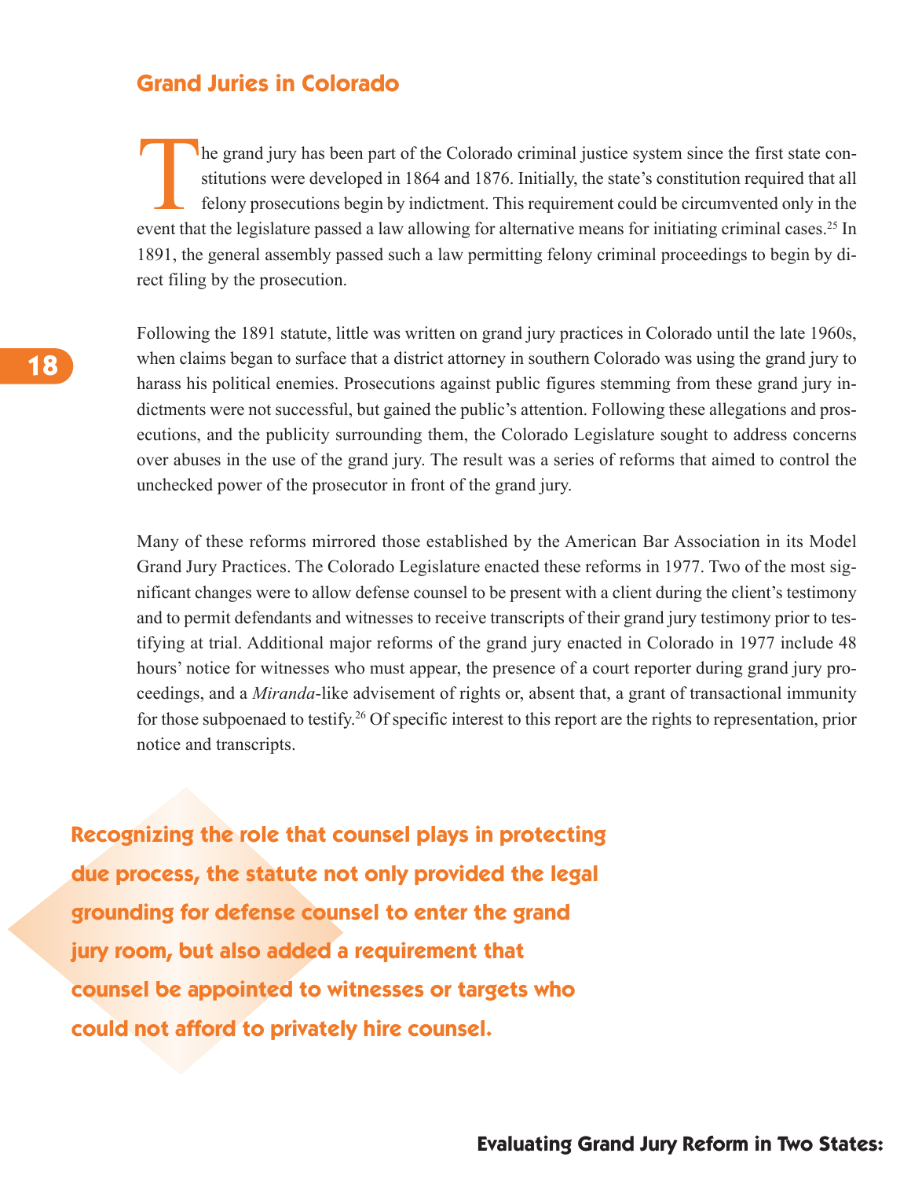## Grand Juries in Colorado

The grand jury has been part of the Colorado criminal justice system since the first state constitutions were developed in 1864 and 1876. Initially, the state's constitution required that all felony prosecutions begin by indictment. This requirement could be circumvented only in the event that the legislature passed a law allowing for alternative means for initiating criminal cases.[25] In 1891, the general assembly passed such a law permitting felony criminal proceedings to begin by direct filing by the prosecution.

Following the 1891 statute, little was written on grand jury practices in Colorado until the late 1960s, when claims began to surface that a district attorney in southern Colorado was using the grand jury to harass his political enemies. Prosecutions against public figures stemming from these grand jury indictments were not successful, but gained the public's attention. Following these allegations and prosecutions, and the publicity surrounding them, the Colorado Legislature sought to address concerns over abuses in the use of the grand jury. The result was a series of reforms that aimed to control the unchecked power of the prosecutor in front of the grand jury.

Many of these reforms mirrored those established by the American Bar Association in its Model Grand Jury Practices. The Colorado Legislature enacted these reforms in 1977. Two of the most significant changes were to allow defense counsel to be present with a client during the client's testimony and to permit defendants and witnesses to receive transcripts of their grand jury testimony prior to testifying at trial. Additional major reforms of the grand jury enacted in Colorado in 1977 include 48 hours' notice for witnesses who must appear, the presence of a court reporter during grand jury proceedings, and a *Miranda*-like advisement of rights or, absent that, a grant of transactional immunity for those subpoenaed to testify.[26] Of specific interest to this report are the rights to representation, prior notice and transcripts.

**Recognizing the role that counsel plays in protecting due process, the statute not only provided the legal grounding for defense counsel to enter the grand jury room, but also added a requirement that counsel be appointed to witnesses or targets who could not afford to privately hire counsel.**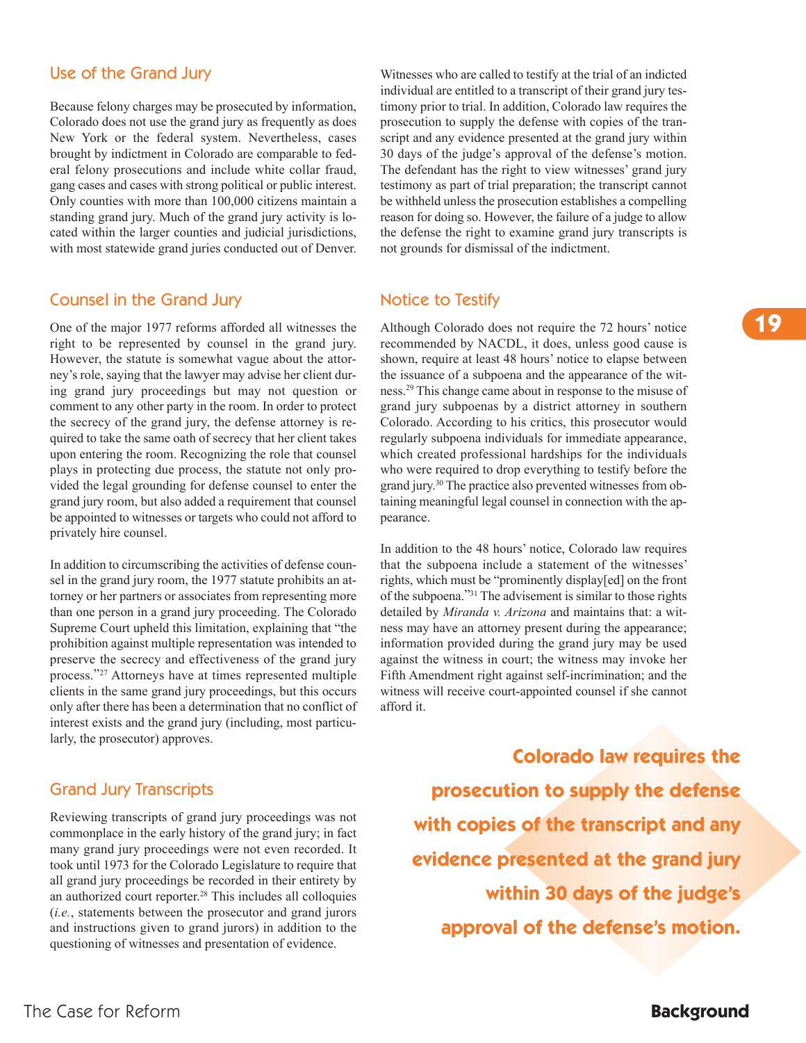## Use of the Grand Jury

Because felony charges may be prosecuted by information, Colorado does not use the grand jury as frequently as does New York or the federal system. Nevertheless, cases brought by indictment in Colorado are comparable to federal felony prosecutions and include white collar fraud, gang cases and cases with strong political or public interest. Only counties with more than 100,000 citizens maintain a standing grand jury. Much of the grand jury activity is located within the larger counties and judicial jurisdictions, with most statewide grand juries conducted out of Denver.

## Counsel in the Grand Jury

One of the major 1977 reforms afforded all witnesses the right to be represented by counsel in the grand jury. However, the statute is somewhat vague about the attorney's role, saying that the lawyer may advise her client during grand jury proceedings but may not question or comment to any other party in the room. In order to protect the secrecy of the grand jury, the defense attorney is required to take the same oath of secrecy that her client takes upon entering the room. Recognizing the role that counsel plays in protecting due process, the statute not only provided the legal grounding for defense counsel to enter the grand jury room, but also added a requirement that counsel be appointed to witnesses or targets who could not afford to privately hire counsel.

In addition to circumscribing the activities of defense counsel in the grand jury room, the 1977 statute prohibits an attorney or her partners or associates from representing more than one person in a grand jury proceeding. The Colorado Supreme Court upheld this limitation, explaining that "the prohibition against multiple representation was intended to preserve the secrecy and effectiveness of the grand jury process."[27] Attorneys have at times represented multiple clients in the same grand jury proceedings, but this occurs only after there has been a determination that no conflict of interest exists and the grand jury (including, most particularly, the prosecutor) approves.

## Grand Jury Transcripts

Reviewing transcripts of grand jury proceedings was not commonplace in the early history of the grand jury; in fact many grand jury proceedings were not even recorded. It took until 1973 for the Colorado Legislature to require that all grand jury proceedings be recorded in their entirety by an authorized court reporter.[28] This includes all colloquies (*i.e.*, statements between the prosecutor and grand jurors and instructions given to grand jurors) in addition to the questioning of witnesses and presentation of evidence.

Witnesses who are called to testify at the trial of an indicted individual are entitled to a transcript of their grand jury testimony prior to trial. In addition, Colorado law requires the prosecution to supply the defense with copies of the transcript and any evidence presented at the grand jury within 30 days of the judge's approval of the defense's motion. The defendant has the right to view witnesses' grand jury testimony as part of trial preparation; the transcript cannot be withheld unless the prosecution establishes a compelling reason for doing so. However, the failure of a judge to allow the defense the right to examine grand jury transcripts is not grounds for dismissal of the indictment.

## Notice to Testify

Although Colorado does not require the 72 hours' notice recommended by NACDL, it does, unless good cause is shown, require at least 48 hours' notice to elapse between the issuance of a subpoena and the appearance of the witness.[29] This change came about in response to the misuse of grand jury subpoenas by a district attorney in southern Colorado. According to his critics, this prosecutor would regularly subpoena individuals for immediate appearance, which created professional hardships for the individuals who were required to drop everything to testify before the grand jury.[30] The practice also prevented witnesses from obtaining meaningful legal counsel in connection with the appearance.

In addition to the 48 hours' notice, Colorado law requires that the subpoena include a statement of the witnesses' rights, which must be "prominently display[ed] on the front of the subpoena."[31] The advisement is similar to those rights detailed by *Miranda v. Arizona* and maintains that: a witness may have an attorney present during the appearance; information provided during the grand jury may be used against the witness in court; the witness may invoke her Fifth Amendment right against self-incrimination; and the witness will receive court-appointed counsel if she cannot afford it.

**Colorado law requires the prosecution to supply the defense with copies of the transcript and any evidence presented at the grand jury within 30 days of the judge's approval of the defense's motion.**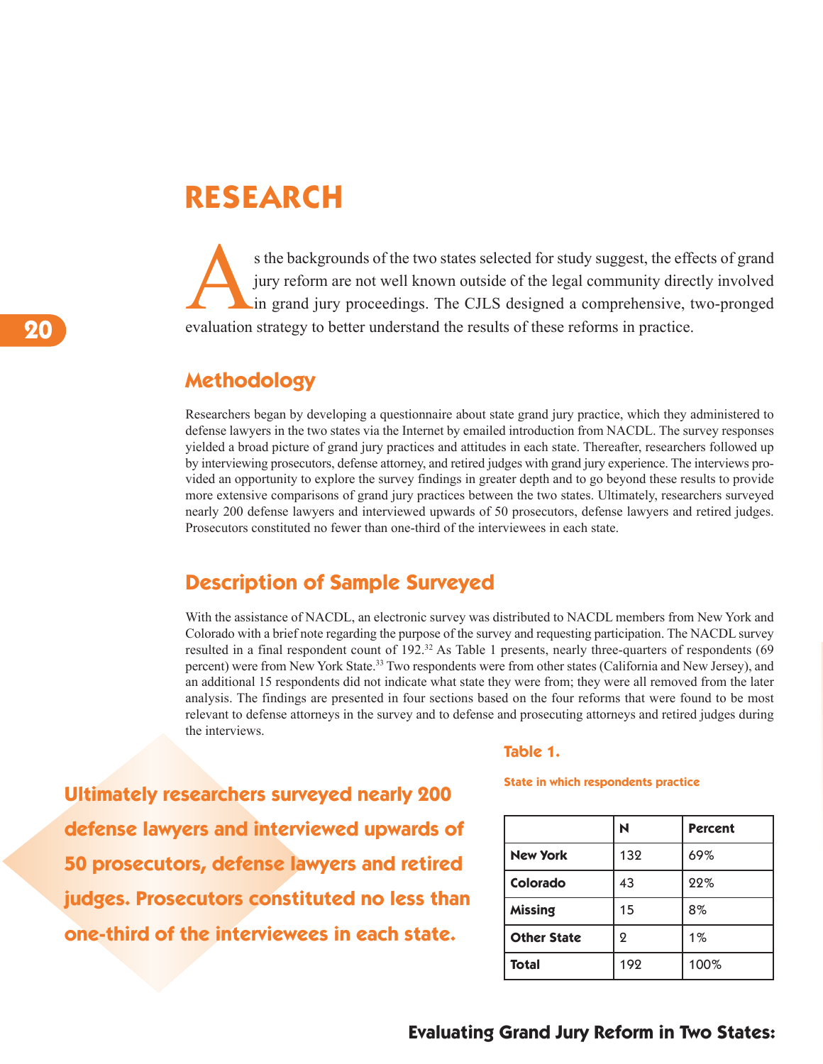# RESEARCH

As the backgrounds of the two states selected for study suggest, the effects of grand jury reform are not well known outside of the legal community directly involved in grand jury proceedings. The CJLS designed a comprehensive, two-pronged evaluation strategy to better understand the results of these reforms in practice.

## Methodology

Researchers began by developing a questionnaire about state grand jury practice, which they administered to defense lawyers in the two states via the Internet by emailed introduction from NACDL. The survey responses yielded a broad picture of grand jury practices and attitudes in each state. Thereafter, researchers followed up by interviewing prosecutors, defense attorney, and retired judges with grand jury experience. The interviews provided an opportunity to explore the survey findings in greater depth and to go beyond these results to provide more extensive comparisons of grand jury practices between the two states. Ultimately, researchers surveyed nearly 200 defense lawyers and interviewed upwards of 50 prosecutors, defense lawyers and retired judges. Prosecutors constituted no fewer than one-third of the interviewees in each state.

## Description of Sample Surveyed

With the assistance of NACDL, an electronic survey was distributed to NACDL members from New York and Colorado with a brief note regarding the purpose of the survey and requesting participation. The NACDL survey resulted in a final respondent count of 192.[32] As Table 1 presents, nearly three-quarters of respondents (69 percent) were from New York State.[33] Two respondents were from other states (California and New Jersey), and an additional 15 respondents did not indicate what state they were from; they were all removed from the later analysis. The findings are presented in four sections based on the four reforms that were found to be most relevant to defense attorneys in the survey and to defense and prosecuting attorneys and retired judges during the interviews.

**Ultimately researchers surveyed nearly 200 defense lawyers and interviewed upwards of 50 prosecutors, defense lawyers and retired judges. Prosecutors constituted no less than one-third of the interviewees in each state.**

**Table 1.**

**State in which respondents practice**

| | N | Percent |
|---|---|---|
| **New York** | 132 | 69% |
| **Colorado** | 43 | 22% |
| **Missing** | 15 | 8% |
| **Other State** | 2 | 1% |
| **Total** | 192 | 100% |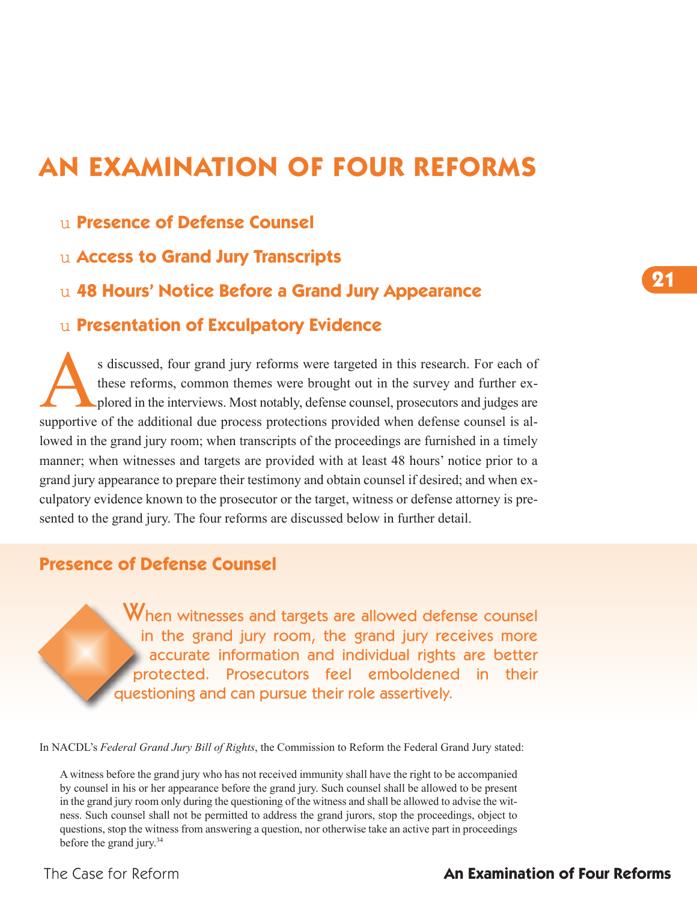# AN EXAMINATION OF FOUR REFORMS

- **Presence of Defense Counsel**
- **Access to Grand Jury Transcripts**
- **48 Hours' Notice Before a Grand Jury Appearance**
- **Presentation of Exculpatory Evidence**

As discussed, four grand jury reforms were targeted in this research. For each of these reforms, common themes were brought out in the survey and further explored in the interviews. Most notably, defense counsel, prosecutors and judges are supportive of the additional due process protections provided when defense counsel is allowed in the grand jury room; when transcripts of the proceedings are furnished in a timely manner; when witnesses and targets are provided with at least 48 hours' notice prior to a grand jury appearance to prepare their testimony and obtain counsel if desired; and when exculpatory evidence known to the prosecutor or the target, witness or defense attorney is presented to the grand jury. The four reforms are discussed below in further detail.

## Presence of Defense Counsel

When witnesses and targets are allowed defense counsel in the grand jury room, the grand jury receives more accurate information and individual rights are better protected. Prosecutors feel emboldened in their questioning and can pursue their role assertively.

In NACDL's *Federal Grand Jury Bill of Rights*, the Commission to Reform the Federal Grand Jury stated:

> A witness before the grand jury who has not received immunity shall have the right to be accompanied by counsel in his or her appearance before the grand jury. Such counsel shall be allowed to be present in the grand jury room only during the questioning of the witness and shall be allowed to advise the witness. Such counsel shall not be permitted to address the grand jurors, stop the proceedings, object to questions, stop the witness from answering a question, nor otherwise take an active part in proceedings before the grand jury.[34]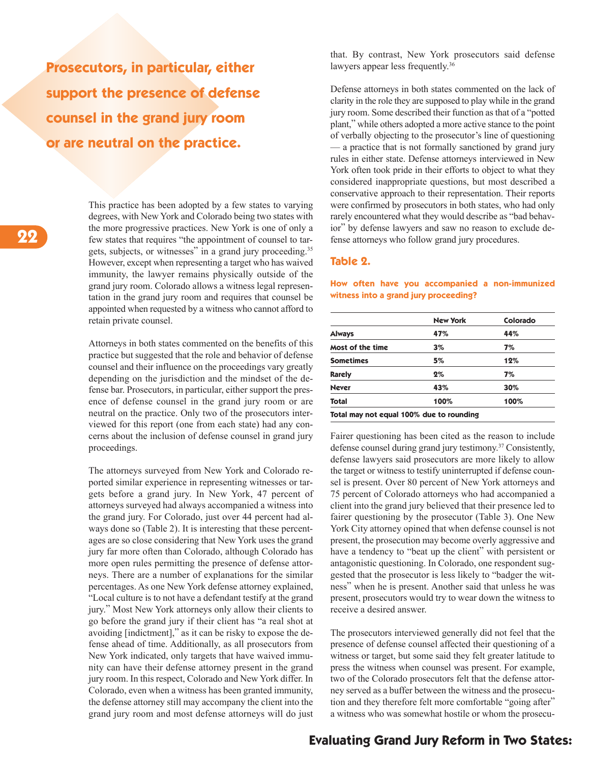**Prosecutors, in particular, either support the presence of defense counsel in the grand jury room or are neutral on the practice.**

This practice has been adopted by a few states to varying degrees, with New York and Colorado being two states with the more progressive practices. New York is one of only a few states that requires "the appointment of counsel to targets, subjects, or witnesses" in a grand jury proceeding.[35] However, except when representing a target who has waived immunity, the lawyer remains physically outside of the grand jury room. Colorado allows a witness legal representation in the grand jury room and requires that counsel be appointed when requested by a witness who cannot afford to retain private counsel.

Attorneys in both states commented on the benefits of this practice but suggested that the role and behavior of defense counsel and their influence on the proceedings vary greatly depending on the jurisdiction and the mindset of the defense bar. Prosecutors, in particular, either support the presence of defense counsel in the grand jury room or are neutral on the practice. Only two of the prosecutors interviewed for this report (one from each state) had any concerns about the inclusion of defense counsel in grand jury proceedings.

The attorneys surveyed from New York and Colorado reported similar experience in representing witnesses or targets before a grand jury. In New York, 47 percent of attorneys surveyed had always accompanied a witness into the grand jury. For Colorado, just over 44 percent had always done so (Table 2). It is interesting that these percentages are so close considering that New York uses the grand jury far more often than Colorado, although Colorado has more open rules permitting the presence of defense attorneys. There are a number of explanations for the similar percentages. As one New York defense attorney explained, "Local culture is to not have a defendant testify at the grand jury." Most New York attorneys only allow their clients to go before the grand jury if their client has "a real shot at avoiding [indictment]," as it can be risky to expose the defense ahead of time. Additionally, as all prosecutors from New York indicated, only targets that have waived immunity can have their defense attorney present in the grand jury room. In this respect, Colorado and New York differ. In Colorado, even when a witness has been granted immunity, the defense attorney still may accompany the client into the grand jury room and most defense attorneys will do just that. By contrast, New York prosecutors said defense lawyers appear less frequently.[36]

Defense attorneys in both states commented on the lack of clarity in the role they are supposed to play while in the grand jury room. Some described their function as that of a "potted plant," while others adopted a more active stance to the point of verbally objecting to the prosecutor's line of questioning — a practice that is not formally sanctioned by grand jury rules in either state. Defense attorneys interviewed in New York often took pride in their efforts to object to what they considered inappropriate questions, but most described a conservative approach to their representation. Their reports were confirmed by prosecutors in both states, who had only rarely encountered what they would describe as "bad behavior" by defense lawyers and saw no reason to exclude defense attorneys who follow grand jury procedures.

### Table 2.

**How often have you accompanied a non-immunized witness into a grand jury proceeding?**

| | New York | Colorado |
|---|---|---|
| Always | 47% | 44% |
| Most of the time | 3% | 7% |
| Sometimes | 5% | 12% |
| Rarely | 2% | 7% |
| Never | 43% | 30% |
| Total | 100% | 100% |

Total may not equal 100% due to rounding

Fairer questioning has been cited as the reason to include defense counsel during grand jury testimony.[37] Consistently, defense lawyers said prosecutors are more likely to allow the target or witness to testify uninterrupted if defense counsel is present. Over 80 percent of New York attorneys and 75 percent of Colorado attorneys who had accompanied a client into the grand jury believed that their presence led to fairer questioning by the prosecutor (Table 3). One New York City attorney opined that when defense counsel is not present, the prosecution may become overly aggressive and have a tendency to "beat up the client" with persistent or antagonistic questioning. In Colorado, one respondent suggested that the prosecutor is less likely to "badger the witness" when he is present. Another said that unless he was present, prosecutors would try to wear down the witness to receive a desired answer.

The prosecutors interviewed generally did not feel that the presence of defense counsel affected their questioning of a witness or target, but some said they felt greater latitude to press the witness when counsel was present. For example, two of the Colorado prosecutors felt that the defense attorney served as a buffer between the witness and the prosecution and they therefore felt more comfortable "going after" a witness who was somewhat hostile or whom the prosecu-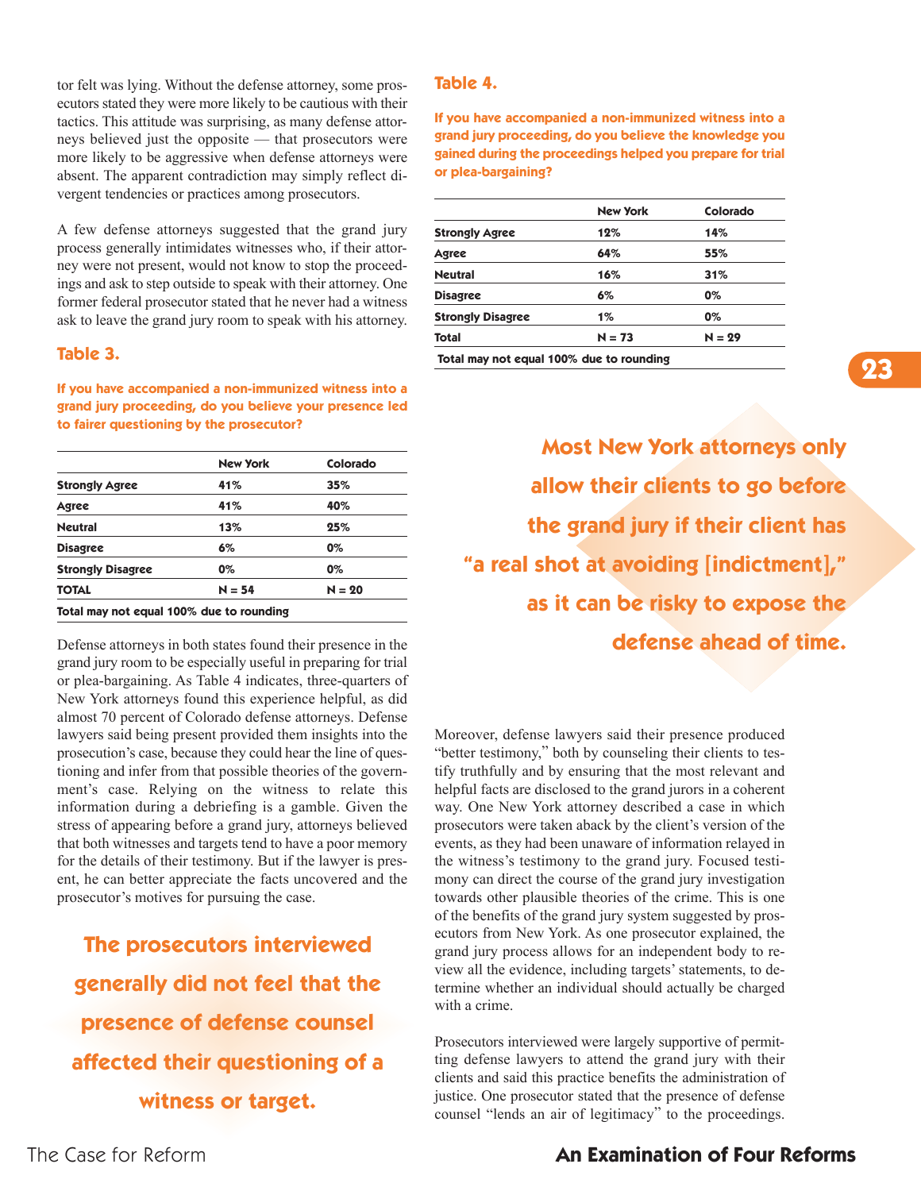tor felt was lying. Without the defense attorney, some prosecutors stated they were more likely to be cautious with their tactics. This attitude was surprising, as many defense attorneys believed just the opposite — that prosecutors were more likely to be aggressive when defense attorneys were absent. The apparent contradiction may simply reflect divergent tendencies or practices among prosecutors.

A few defense attorneys suggested that the grand jury process generally intimidates witnesses who, if their attorney were not present, would not know to stop the proceedings and ask to step outside to speak with their attorney. One former federal prosecutor stated that he never had a witness ask to leave the grand jury room to speak with his attorney.

### Table 3.

**If you have accompanied a non-immunized witness into a grand jury proceeding, do you believe your presence led to fairer questioning by the prosecutor?**

| | New York | Colorado |
|---|---|---|
| Strongly Agree | 41% | 35% |
| Agree | 41% | 40% |
| Neutral | 13% | 25% |
| Disagree | 6% | 0% |
| Strongly Disagree | 0% | 0% |
| TOTAL | N = 54 | N = 20 |

Total may not equal 100% due to rounding

Defense attorneys in both states found their presence in the grand jury room to be especially useful in preparing for trial or plea-bargaining. As Table 4 indicates, three-quarters of New York attorneys found this experience helpful, as did almost 70 percent of Colorado defense attorneys. Defense lawyers said being present provided them insights into the prosecution's case, because they could hear the line of questioning and infer from that possible theories of the government's case. Relying on the witness to relate this information during a debriefing is a gamble. Given the stress of appearing before a grand jury, attorneys believed that both witnesses and targets tend to have a poor memory for the details of their testimony. But if the lawyer is present, he can better appreciate the facts uncovered and the prosecutor's motives for pursuing the case.

**The prosecutors interviewed generally did not feel that the presence of defense counsel affected their questioning of a witness or target.**

### Table 4.

**If you have accompanied a non-immunized witness into a grand jury proceeding, do you believe the knowledge you gained during the proceedings helped you prepare for trial or plea-bargaining?**

| | New York | Colorado |
|---|---|---|
| Strongly Agree | 12% | 14% |
| Agree | 64% | 55% |
| Neutral | 16% | 31% |
| Disagree | 6% | 0% |
| Strongly Disagree | 1% | 0% |
| Total | N = 73 | N = 29 |

Total may not equal 100% due to rounding

**Most New York attorneys only allow their clients to go before the grand jury if their client has "a real shot at avoiding [indictment]," as it can be risky to expose the defense ahead of time.**

Moreover, defense lawyers said their presence produced "better testimony," both by counseling their clients to testify truthfully and by ensuring that the most relevant and helpful facts are disclosed to the grand jurors in a coherent way. One New York attorney described a case in which prosecutors were taken aback by the client's version of the events, as they had been unaware of information relayed in the witness's testimony to the grand jury. Focused testimony can direct the course of the grand jury investigation towards other plausible theories of the crime. This is one of the benefits of the grand jury system suggested by prosecutors from New York. As one prosecutor explained, the grand jury process allows for an independent body to review all the evidence, including targets' statements, to determine whether an individual should actually be charged with a crime.

Prosecutors interviewed were largely supportive of permitting defense lawyers to attend the grand jury with their clients and said this practice benefits the administration of justice. One prosecutor stated that the presence of defense counsel "lends an air of legitimacy" to the proceedings.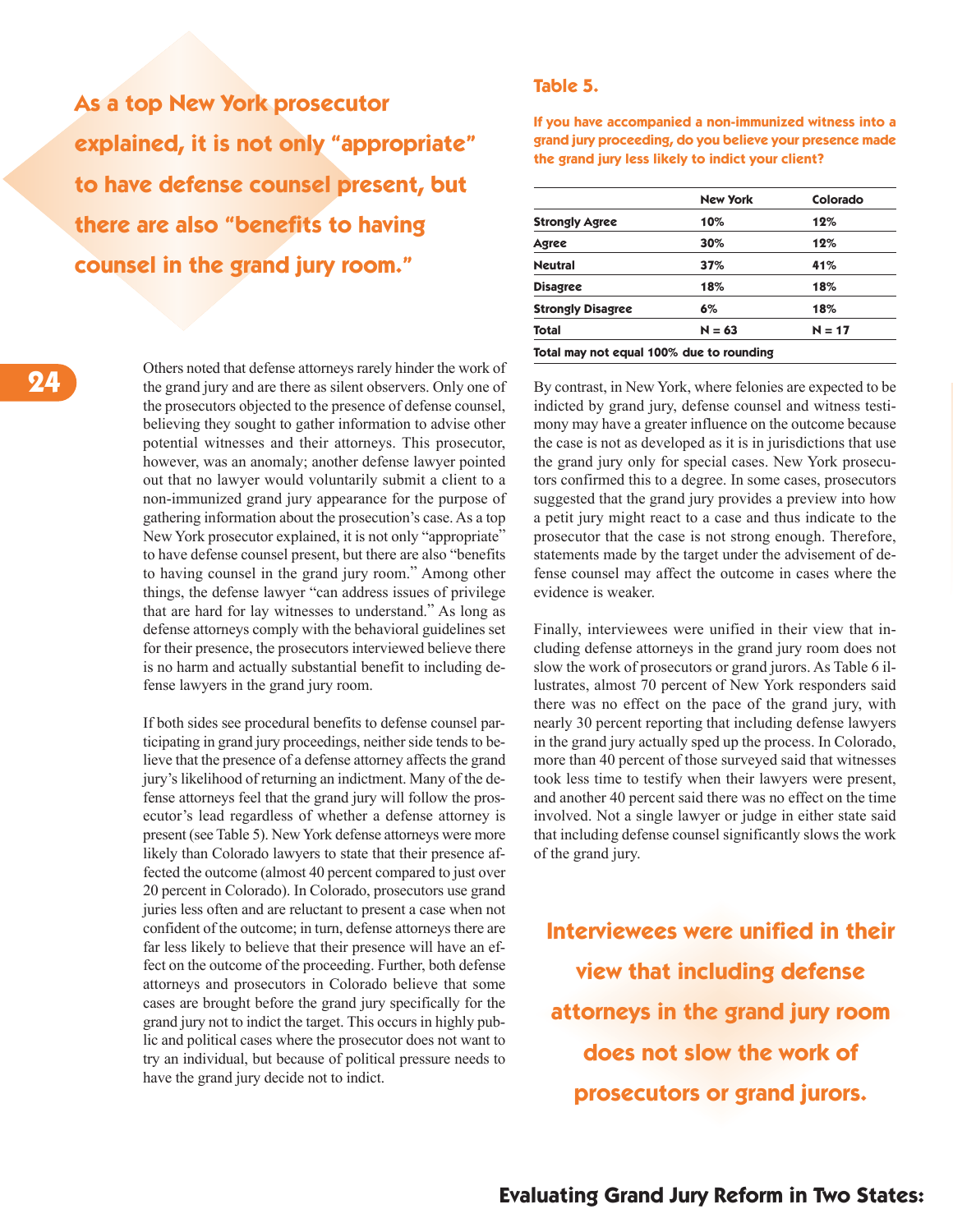**As a top New York prosecutor explained, it is not only "appropriate" to have defense counsel present, but there are also "benefits to having counsel in the grand jury room."**

Others noted that defense attorneys rarely hinder the work of the grand jury and are there as silent observers. Only one of the prosecutors objected to the presence of defense counsel, believing they sought to gather information to advise other potential witnesses and their attorneys. This prosecutor, however, was an anomaly; another defense lawyer pointed out that no lawyer would voluntarily submit a client to a non-immunized grand jury appearance for the purpose of gathering information about the prosecution's case. As a top New York prosecutor explained, it is not only "appropriate" to have defense counsel present, but there are also "benefits to having counsel in the grand jury room." Among other things, the defense lawyer "can address issues of privilege that are hard for lay witnesses to understand." As long as defense attorneys comply with the behavioral guidelines set for their presence, the prosecutors interviewed believe there is no harm and actually substantial benefit to including defense lawyers in the grand jury room.

If both sides see procedural benefits to defense counsel participating in grand jury proceedings, neither side tends to believe that the presence of a defense attorney affects the grand jury's likelihood of returning an indictment. Many of the defense attorneys feel that the grand jury will follow the prosecutor's lead regardless of whether a defense attorney is present (see Table 5). New York defense attorneys were more likely than Colorado lawyers to state that their presence affected the outcome (almost 40 percent compared to just over 20 percent in Colorado). In Colorado, prosecutors use grand juries less often and are reluctant to present a case when not confident of the outcome; in turn, defense attorneys there are far less likely to believe that their presence will have an effect on the outcome of the proceeding. Further, both defense attorneys and prosecutors in Colorado believe that some cases are brought before the grand jury specifically for the grand jury not to indict the target. This occurs in highly public and political cases where the prosecutor does not want to try an individual, but because of political pressure needs to have the grand jury decide not to indict.

### Table 5.

**If you have accompanied a non-immunized witness into a grand jury proceeding, do you believe your presence made the grand jury less likely to indict your client?**

| | New York | Colorado |
|---|---|---|
| Strongly Agree | 10% | 12% |
| Agree | 30% | 12% |
| Neutral | 37% | 41% |
| Disagree | 18% | 18% |
| Strongly Disagree | 6% | 18% |
| Total | N = 63 | N = 17 |

Total may not equal 100% due to rounding

By contrast, in New York, where felonies are expected to be indicted by grand jury, defense counsel and witness testimony may have a greater influence on the outcome because the case is not as developed as it is in jurisdictions that use the grand jury only for special cases. New York prosecutors confirmed this to a degree. In some cases, prosecutors suggested that the grand jury provides a preview into how a petit jury might react to a case and thus indicate to the prosecutor that the case is not strong enough. Therefore, statements made by the target under the advisement of defense counsel may affect the outcome in cases where the evidence is weaker.

Finally, interviewees were unified in their view that including defense attorneys in the grand jury room does not slow the work of prosecutors or grand jurors. As Table 6 illustrates, almost 70 percent of New York responders said there was no effect on the pace of the grand jury, with nearly 30 percent reporting that including defense lawyers in the grand jury actually sped up the process. In Colorado, more than 40 percent of those surveyed said that witnesses took less time to testify when their lawyers were present, and another 40 percent said there was no effect on the time involved. Not a single lawyer or judge in either state said that including defense counsel significantly slows the work of the grand jury.

**Interviewees were unified in their view that including defense attorneys in the grand jury room does not slow the work of prosecutors or grand jurors.**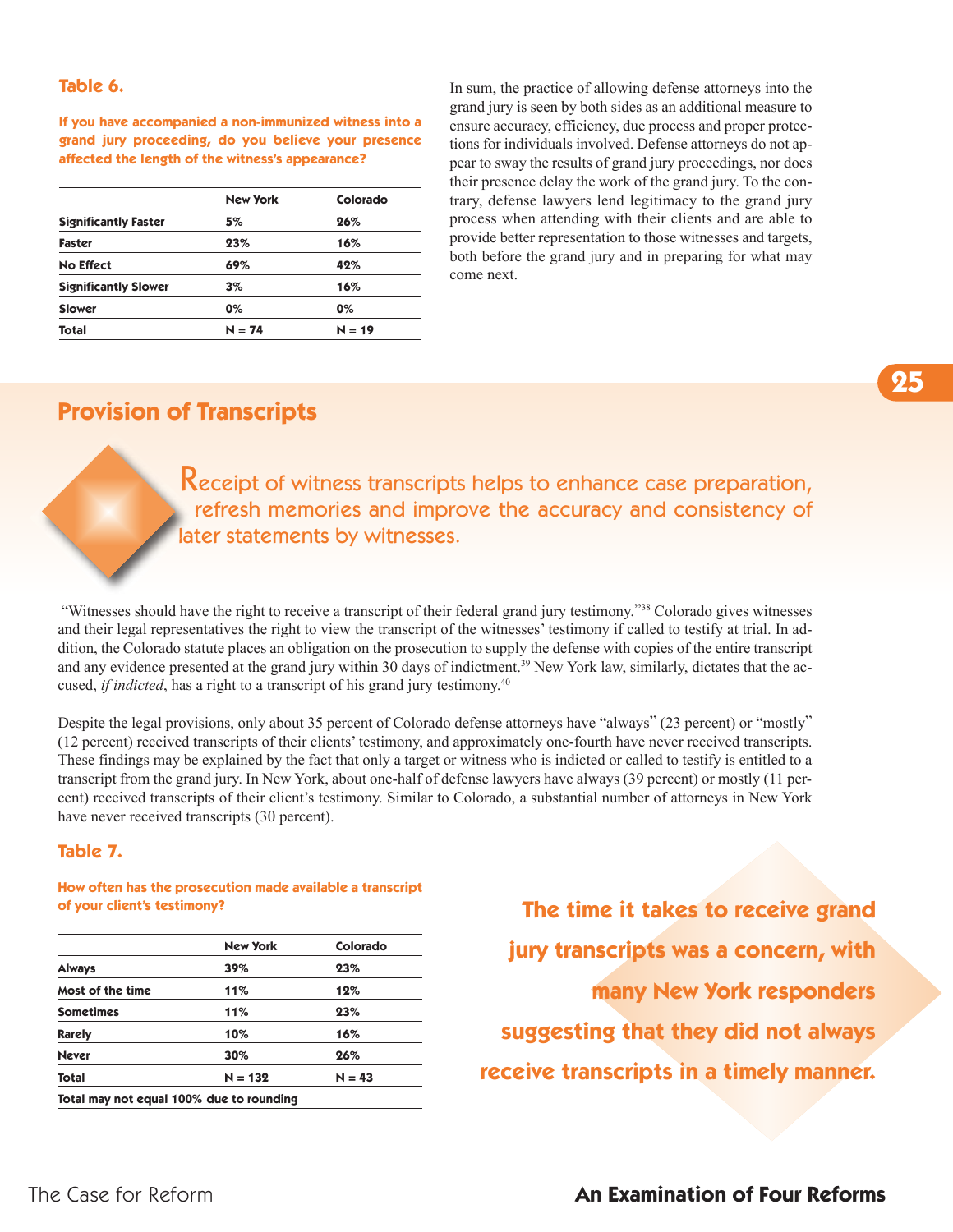**Table 6.**

**If you have accompanied a non-immunized witness into a grand jury proceeding, do you believe your presence affected the length of the witness's appearance?**

| | New York | Colorado |
|---|---|---|
| Significantly Faster | 5% | 26% |
| Faster | 23% | 16% |
| No Effect | 69% | 42% |
| Significantly Slower | 3% | 16% |
| Slower | 0% | 0% |
| Total | N = 74 | N = 19 |

In sum, the practice of allowing defense attorneys into the grand jury is seen by both sides as an additional measure to ensure accuracy, efficiency, due process and proper protections for individuals involved. Defense attorneys do not appear to sway the results of grand jury proceedings, nor does their presence delay the work of the grand jury. To the contrary, defense lawyers lend legitimacy to the grand jury process when attending with their clients and are able to provide better representation to those witnesses and targets, both before the grand jury and in preparing for what may come next.

## Provision of Transcripts

Receipt of witness transcripts helps to enhance case preparation, refresh memories and improve the accuracy and consistency of later statements by witnesses.

"Witnesses should have the right to receive a transcript of their federal grand jury testimony."[38] Colorado gives witnesses and their legal representatives the right to view the transcript of the witnesses' testimony if called to testify at trial. In addition, the Colorado statute places an obligation on the prosecution to supply the defense with copies of the entire transcript and any evidence presented at the grand jury within 30 days of indictment.[39] New York law, similarly, dictates that the accused, *if indicted*, has a right to a transcript of his grand jury testimony.[40]

Despite the legal provisions, only about 35 percent of Colorado defense attorneys have "always" (23 percent) or "mostly" (12 percent) received transcripts of their clients' testimony, and approximately one-fourth have never received transcripts. These findings may be explained by the fact that only a target or witness who is indicted or called to testify is entitled to a transcript from the grand jury. In New York, about one-half of defense lawyers have always (39 percent) or mostly (11 percent) received transcripts of their client's testimony. Similar to Colorado, a substantial number of attorneys in New York have never received transcripts (30 percent).

**Table 7.**

**How often has the prosecution made available a transcript of your client's testimony?**

| | New York | Colorado |
|---|---|---|
| Always | 39% | 23% |
| Most of the time | 11% | 12% |
| Sometimes | 11% | 23% |
| Rarely | 10% | 16% |
| Never | 30% | 26% |
| Total | N = 132 | N = 43 |

Total may not equal 100% due to rounding

**The time it takes to receive grand jury transcripts was a concern, with many New York responders suggesting that they did not always receive transcripts in a timely manner.**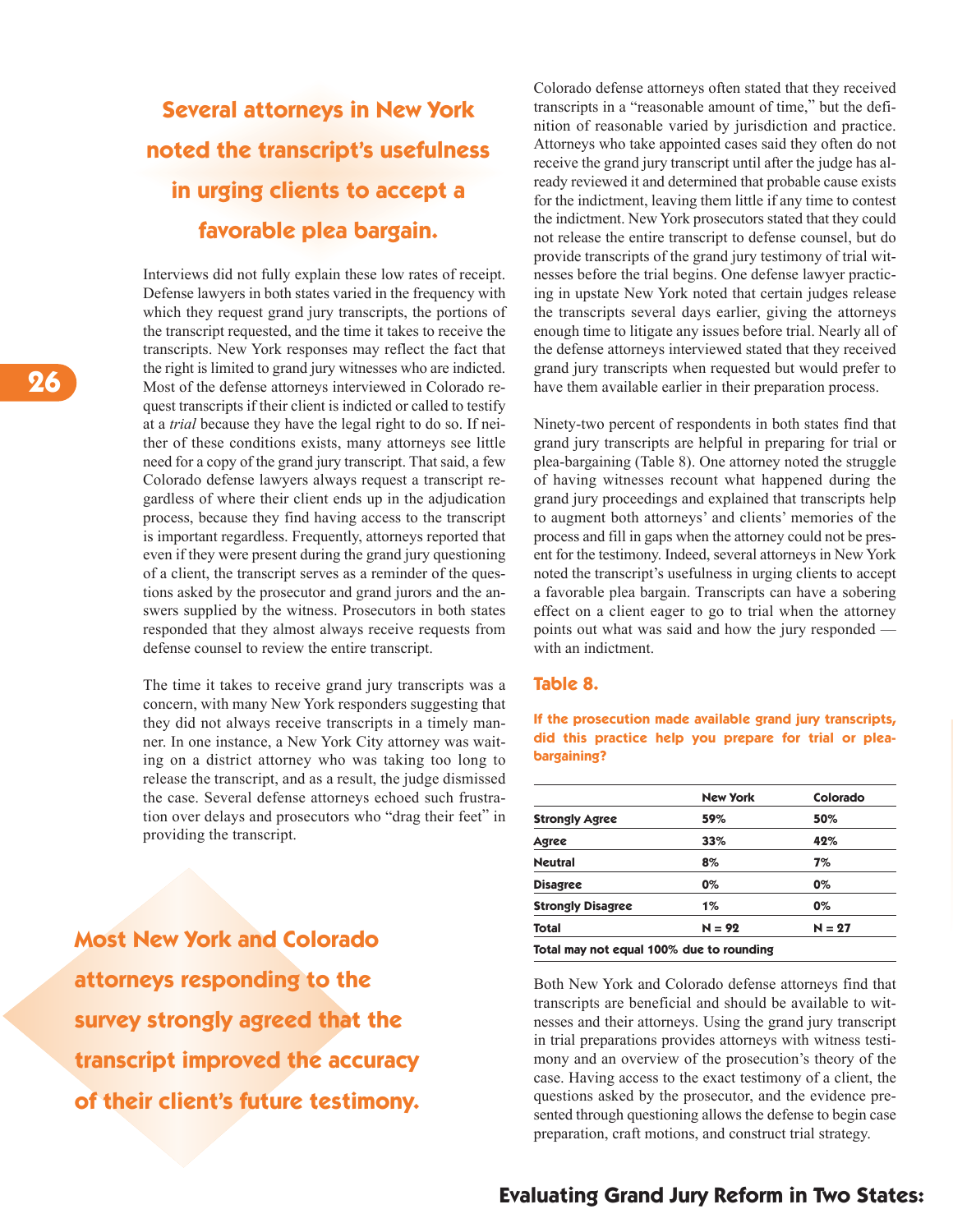**Several attorneys in New York noted the transcript's usefulness in urging clients to accept a favorable plea bargain.**

Interviews did not fully explain these low rates of receipt. Defense lawyers in both states varied in the frequency with which they request grand jury transcripts, the portions of the transcript requested, and the time it takes to receive the transcripts. New York responses may reflect the fact that the right is limited to grand jury witnesses who are indicted. Most of the defense attorneys interviewed in Colorado request transcripts if their client is indicted or called to testify at a *trial* because they have the legal right to do so. If neither of these conditions exists, many attorneys see little need for a copy of the grand jury transcript. That said, a few Colorado defense lawyers always request a transcript regardless of where their client ends up in the adjudication process, because they find having access to the transcript is important regardless. Frequently, attorneys reported that even if they were present during the grand jury questioning of a client, the transcript serves as a reminder of the questions asked by the prosecutor and grand jurors and the answers supplied by the witness. Prosecutors in both states responded that they almost always receive requests from defense counsel to review the entire transcript.

The time it takes to receive grand jury transcripts was a concern, with many New York responders suggesting that they did not always receive transcripts in a timely manner. In one instance, a New York City attorney was waiting on a district attorney who was taking too long to release the transcript, and as a result, the judge dismissed the case. Several defense attorneys echoed such frustration over delays and prosecutors who "drag their feet" in providing the transcript.

**Most New York and Colorado attorneys responding to the survey strongly agreed that the transcript improved the accuracy of their client's future testimony.**

Colorado defense attorneys often stated that they received transcripts in a "reasonable amount of time," but the definition of reasonable varied by jurisdiction and practice. Attorneys who take appointed cases said they often do not receive the grand jury transcript until after the judge has already reviewed it and determined that probable cause exists for the indictment, leaving them little if any time to contest the indictment. New York prosecutors stated that they could not release the entire transcript to defense counsel, but do provide transcripts of the grand jury testimony of trial witnesses before the trial begins. One defense lawyer practicing in upstate New York noted that certain judges release the transcripts several days earlier, giving the attorneys enough time to litigate any issues before trial. Nearly all of the defense attorneys interviewed stated that they received grand jury transcripts when requested but would prefer to have them available earlier in their preparation process.

Ninety-two percent of respondents in both states find that grand jury transcripts are helpful in preparing for trial or plea-bargaining (Table 8). One attorney noted the struggle of having witnesses recount what happened during the grand jury proceedings and explained that transcripts help to augment both attorneys' and clients' memories of the process and fill in gaps when the attorney could not be present for the testimony. Indeed, several attorneys in New York noted the transcript's usefulness in urging clients to accept a favorable plea bargain. Transcripts can have a sobering effect on a client eager to go to trial when the attorney points out what was said and how the jury responded — with an indictment.

## Table 8.

**If the prosecution made available grand jury transcripts, did this practice help you prepare for trial or plea-bargaining?**

| | New York | Colorado |
|---|---|---|
| Strongly Agree | 59% | 50% |
| Agree | 33% | 42% |
| Neutral | 8% | 7% |
| Disagree | 0% | 0% |
| Strongly Disagree | 1% | 0% |
| Total | N = 92 | N = 27 |

Total may not equal 100% due to rounding

Both New York and Colorado defense attorneys find that transcripts are beneficial and should be available to witnesses and their attorneys. Using the grand jury transcript in trial preparations provides attorneys with witness testimony and an overview of the prosecution's theory of the case. Having access to the exact testimony of a client, the questions asked by the prosecutor, and the evidence presented through questioning allows the defense to begin case preparation, craft motions, and construct trial strategy.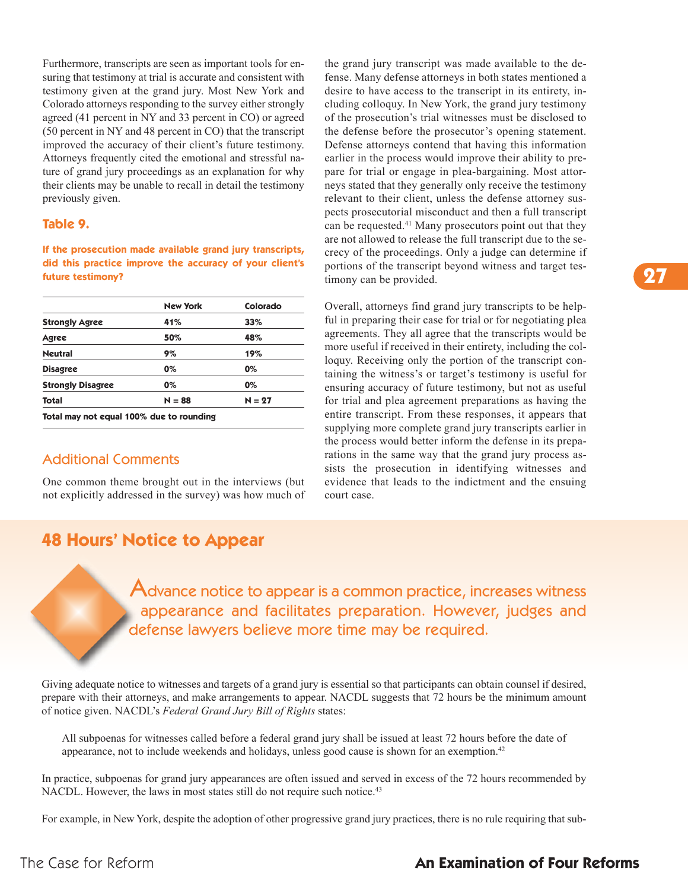Furthermore, transcripts are seen as important tools for ensuring that testimony at trial is accurate and consistent with testimony given at the grand jury. Most New York and Colorado attorneys responding to the survey either strongly agreed (41 percent in NY and 33 percent in CO) or agreed (50 percent in NY and 48 percent in CO) that the transcript improved the accuracy of their client's future testimony. Attorneys frequently cited the emotional and stressful nature of grand jury proceedings as an explanation for why their clients may be unable to recall in detail the testimony previously given.

### Table 9.

**If the prosecution made available grand jury transcripts, did this practice improve the accuracy of your client's future testimony?**

| | New York | Colorado |
|---|---|---|
| **Strongly Agree** | 41% | 33% |
| **Agree** | 50% | 48% |
| **Neutral** | 9% | 19% |
| **Disagree** | 0% | 0% |
| **Strongly Disagree** | 0% | 0% |
| **Total** | N = 88 | N = 27 |
| Total may not equal 100% due to rounding | | |

### Additional Comments

One common theme brought out in the interviews (but not explicitly addressed in the survey) was how much of the grand jury transcript was made available to the defense. Many defense attorneys in both states mentioned a desire to have access to the transcript in its entirety, including colloquy. In New York, the grand jury testimony of the prosecution's trial witnesses must be disclosed to the defense before the prosecutor's opening statement. Defense attorneys contend that having this information earlier in the process would improve their ability to prepare for trial or engage in plea-bargaining. Most attorneys stated that they generally only receive the testimony relevant to their client, unless the defense attorney suspects prosecutorial misconduct and then a full transcript can be requested.[41] Many prosecutors point out that they are not allowed to release the full transcript due to the secrecy of the proceedings. Only a judge can determine if portions of the transcript beyond witness and target testimony can be provided.

Overall, attorneys find grand jury transcripts to be helpful in preparing their case for trial or for negotiating plea agreements. They all agree that the transcripts would be more useful if received in their entirety, including the colloquy. Receiving only the portion of the transcript containing the witness's or target's testimony is useful for ensuring accuracy of future testimony, but not as useful for trial and plea agreement preparations as having the entire transcript. From these responses, it appears that supplying more complete grand jury transcripts earlier in the process would better inform the defense in its preparations in the same way that the grand jury process assists the prosecution in identifying witnesses and evidence that leads to the indictment and the ensuing court case.

## 48 Hours' Notice to Appear

Advance notice to appear is a common practice, increases witness appearance and facilitates preparation. However, judges and defense lawyers believe more time may be required.

Giving adequate notice to witnesses and targets of a grand jury is essential so that participants can obtain counsel if desired, prepare with their attorneys, and make arrangements to appear. NACDL suggests that 72 hours be the minimum amount of notice given. NACDL's *Federal Grand Jury Bill of Rights* states:

> All subpoenas for witnesses called before a federal grand jury shall be issued at least 72 hours before the date of appearance, not to include weekends and holidays, unless good cause is shown for an exemption.[42]

In practice, subpoenas for grand jury appearances are often issued and served in excess of the 72 hours recommended by NACDL. However, the laws in most states still do not require such notice.[43]

For example, in New York, despite the adoption of other progressive grand jury practices, there is no rule requiring that sub-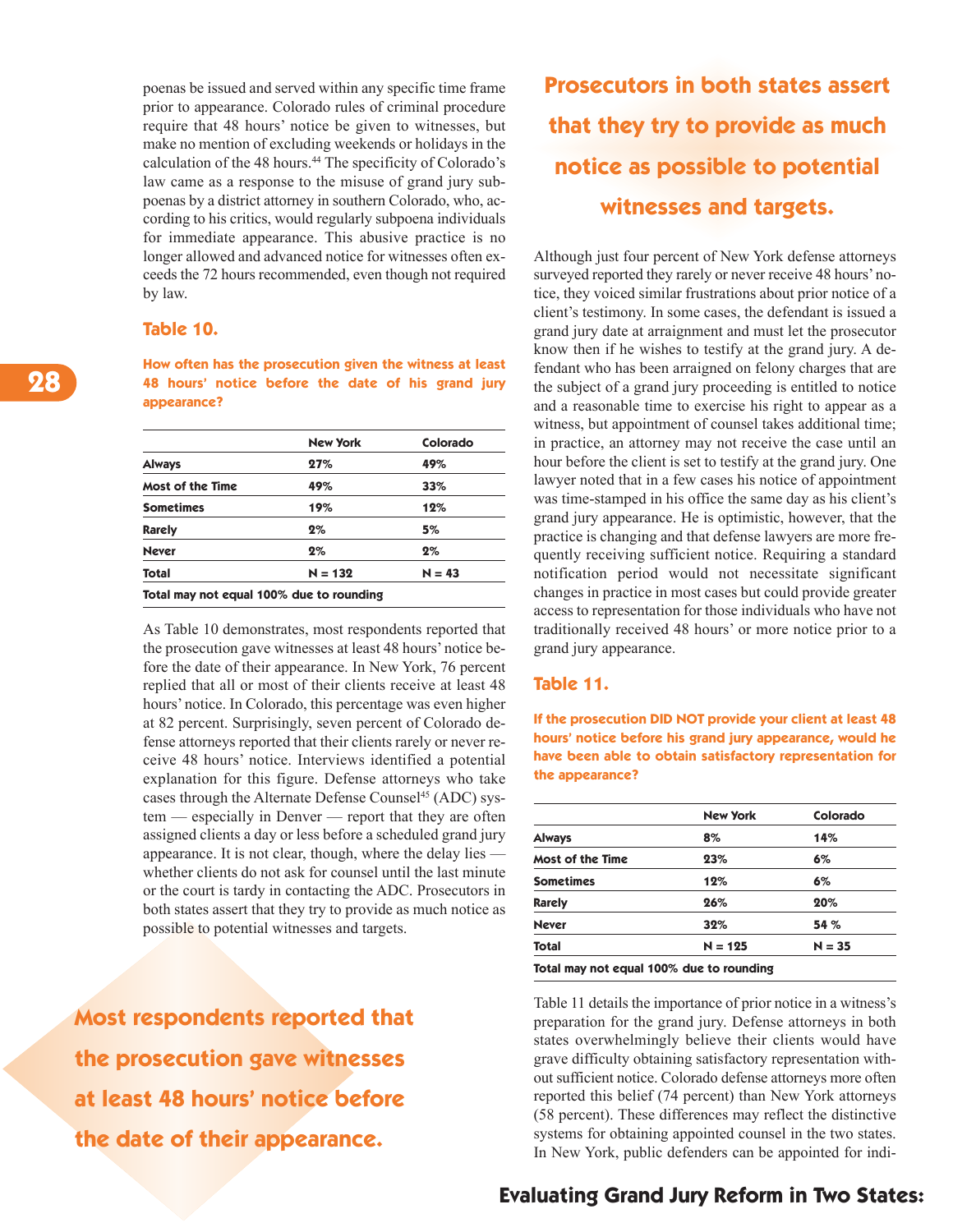poenas be issued and served within any specific time frame prior to appearance. Colorado rules of criminal procedure require that 48 hours' notice be given to witnesses, but make no mention of excluding weekends or holidays in the calculation of the 48 hours.[44] The specificity of Colorado's law came as a response to the misuse of grand jury subpoenas by a district attorney in southern Colorado, who, according to his critics, would regularly subpoena individuals for immediate appearance. This abusive practice is no longer allowed and advanced notice for witnesses often exceeds the 72 hours recommended, even though not required by law.

### Table 10.

**How often has the prosecution given the witness at least 48 hours' notice before the date of his grand jury appearance?**

| | New York | Colorado |
|---|---|---|
| **Always** | 27% | 49% |
| **Most of the Time** | 49% | 33% |
| **Sometimes** | 19% | 12% |
| **Rarely** | 2% | 5% |
| **Never** | 2% | 2% |
| **Total** | N = 132 | N = 43 |
| **Total may not equal 100% due to rounding** | | |

As Table 10 demonstrates, most respondents reported that the prosecution gave witnesses at least 48 hours' notice before the date of their appearance. In New York, 76 percent replied that all or most of their clients receive at least 48 hours' notice. In Colorado, this percentage was even higher at 82 percent. Surprisingly, seven percent of Colorado defense attorneys reported that their clients rarely or never receive 48 hours' notice. Interviews identified a potential explanation for this figure. Defense attorneys who take cases through the Alternate Defense Counsel[45] (ADC) system — especially in Denver — report that they are often assigned clients a day or less before a scheduled grand jury appearance. It is not clear, though, where the delay lies — whether clients do not ask for counsel until the last minute or the court is tardy in contacting the ADC. Prosecutors in both states assert that they try to provide as much notice as possible to potential witnesses and targets.

**Most respondents reported that the prosecution gave witnesses at least 48 hours' notice before the date of their appearance.**

**Prosecutors in both states assert that they try to provide as much notice as possible to potential witnesses and targets.**

Although just four percent of New York defense attorneys surveyed reported they rarely or never receive 48 hours' notice, they voiced similar frustrations about prior notice of a client's testimony. In some cases, the defendant is issued a grand jury date at arraignment and must let the prosecutor know then if he wishes to testify at the grand jury. A defendant who has been arraigned on felony charges that are the subject of a grand jury proceeding is entitled to notice and a reasonable time to exercise his right to appear as a witness, but appointment of counsel takes additional time; in practice, an attorney may not receive the case until an hour before the client is set to testify at the grand jury. One lawyer noted that in a few cases his notice of appointment was time-stamped in his office the same day as his client's grand jury appearance. He is optimistic, however, that the practice is changing and that defense lawyers are more frequently receiving sufficient notice. Requiring a standard notification period would not necessitate significant changes in practice in most cases but could provide greater access to representation for those individuals who have not traditionally received 48 hours' or more notice prior to a grand jury appearance.

### Table 11.

**If the prosecution DID NOT provide your client at least 48 hours' notice before his grand jury appearance, would he have been able to obtain satisfactory representation for the appearance?**

| | New York | Colorado |
|---|---|---|
| **Always** | 8% | 14% |
| **Most of the Time** | 23% | 6% |
| **Sometimes** | 12% | 6% |
| **Rarely** | 26% | 20% |
| **Never** | 32% | 54 % |
| **Total** | N = 125 | N = 35 |
| **Total may not equal 100% due to rounding** | | |

Table 11 details the importance of prior notice in a witness's preparation for the grand jury. Defense attorneys in both states overwhelmingly believe their clients would have grave difficulty obtaining satisfactory representation without sufficient notice. Colorado defense attorneys more often reported this belief (74 percent) than New York attorneys (58 percent). These differences may reflect the distinctive systems for obtaining appointed counsel in the two states. In New York, public defenders can be appointed for indi-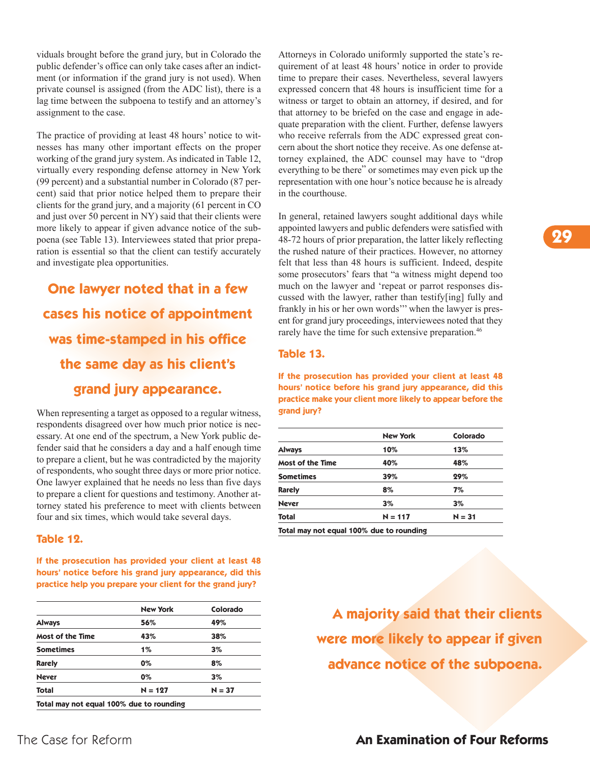viduals brought before the grand jury, but in Colorado the public defender's office can only take cases after an indictment (or information if the grand jury is not used). When private counsel is assigned (from the ADC list), there is a lag time between the subpoena to testify and an attorney's assignment to the case.

The practice of providing at least 48 hours' notice to witnesses has many other important effects on the proper working of the grand jury system. As indicated in Table 12, virtually every responding defense attorney in New York (99 percent) and a substantial number in Colorado (87 percent) said that prior notice helped them to prepare their clients for the grand jury, and a majority (61 percent in CO and just over 50 percent in NY) said that their clients were more likely to appear if given advance notice of the subpoena (see Table 13). Interviewees stated that prior preparation is essential so that the client can testify accurately and investigate plea opportunities.

**One lawyer noted that in a few cases his notice of appointment was time-stamped in his office the same day as his client's grand jury appearance.**

When representing a target as opposed to a regular witness, respondents disagreed over how much prior notice is necessary. At one end of the spectrum, a New York public defender said that he considers a day and a half enough time to prepare a client, but he was contradicted by the majority of respondents, who sought three days or more prior notice. One lawyer explained that he needs no less than five days to prepare a client for questions and testimony. Another attorney stated his preference to meet with clients between four and six times, which would take several days.

### Table 12.

**If the prosecution has provided your client at least 48 hours' notice before his grand jury appearance, did this practice help you prepare your client for the grand jury?**

| | New York | Colorado |
|---|---|---|
| Always | 56% | 49% |
| Most of the Time | 43% | 38% |
| Sometimes | 1% | 3% |
| Rarely | 0% | 8% |
| Never | 0% | 3% |
| Total | N = 127 | N = 37 |

Total may not equal 100% due to rounding

Attorneys in Colorado uniformly supported the state's requirement of at least 48 hours' notice in order to provide time to prepare their cases. Nevertheless, several lawyers expressed concern that 48 hours is insufficient time for a witness or target to obtain an attorney, if desired, and for that attorney to be briefed on the case and engage in adequate preparation with the client. Further, defense lawyers who receive referrals from the ADC expressed great concern about the short notice they receive. As one defense attorney explained, the ADC counsel may have to "drop everything to be there" or sometimes may even pick up the representation with one hour's notice because he is already in the courthouse.

In general, retained lawyers sought additional days while appointed lawyers and public defenders were satisfied with 48-72 hours of prior preparation, the latter likely reflecting the rushed nature of their practices. However, no attorney felt that less than 48 hours is sufficient. Indeed, despite some prosecutors' fears that "a witness might depend too much on the lawyer and 'repeat or parrot responses discussed with the lawyer, rather than testify[ing] fully and frankly in his or her own words'" when the lawyer is present for grand jury proceedings, interviewees noted that they rarely have the time for such extensive preparation.[46]

### Table 13.

**If the prosecution has provided your client at least 48 hours' notice before his grand jury appearance, did this practice make your client more likely to appear before the grand jury?**

| | New York | Colorado |
|---|---|---|
| Always | 10% | 13% |
| Most of the Time | 40% | 48% |
| Sometimes | 39% | 29% |
| Rarely | 8% | 7% |
| Never | 3% | 3% |
| Total | N = 117 | N = 31 |

Total may not equal 100% due to rounding

**A majority said that their clients were more likely to appear if given advance notice of the subpoena.**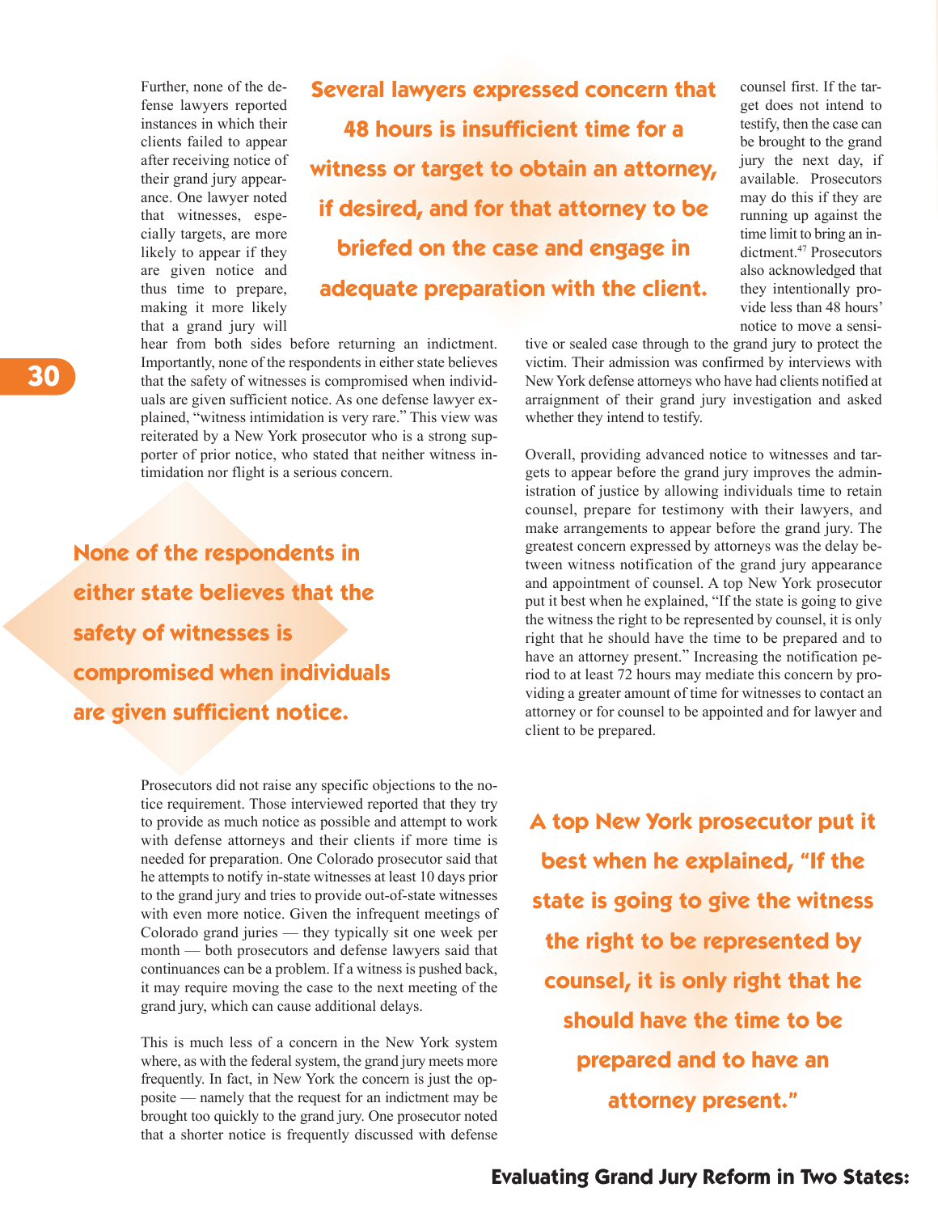Further, none of the defense lawyers reported instances in which their clients failed to appear after receiving notice of their grand jury appearance. One lawyer noted that witnesses, especially targets, are more likely to appear if they are given notice and thus time to prepare, making it more likely that a grand jury will hear from both sides before returning an indictment. Importantly, none of the respondents in either state believes that the safety of witnesses is compromised when individuals are given sufficient notice. As one defense lawyer explained, "witness intimidation is very rare." This view was reiterated by a New York prosecutor who is a strong supporter of prior notice, who stated that neither witness intimidation nor flight is a serious concern.

**Several lawyers expressed concern that 48 hours is insufficient time for a witness or target to obtain an attorney, if desired, and for that attorney to be briefed on the case and engage in adequate preparation with the client.**

**None of the respondents in either state believes that the safety of witnesses is compromised when individuals are given sufficient notice.**

Prosecutors did not raise any specific objections to the notice requirement. Those interviewed reported that they try to provide as much notice as possible and attempt to work with defense attorneys and their clients if more time is needed for preparation. One Colorado prosecutor said that he attempts to notify in-state witnesses at least 10 days prior to the grand jury and tries to provide out-of-state witnesses with even more notice. Given the infrequent meetings of Colorado grand juries — they typically sit one week per month — both prosecutors and defense lawyers said that continuances can be a problem. If a witness is pushed back, it may require moving the case to the next meeting of the grand jury, which can cause additional delays.

This is much less of a concern in the New York system where, as with the federal system, the grand jury meets more frequently. In fact, in New York the concern is just the opposite — namely that the request for an indictment may be brought too quickly to the grand jury. One prosecutor noted that a shorter notice is frequently discussed with defense counsel first. If the target does not intend to testify, then the case can be brought to the grand jury the next day, if available. Prosecutors may do this if they are running up against the time limit to bring an indictment.[47] Prosecutors also acknowledged that they intentionally provide less than 48 hours' notice to move a sensitive or sealed case through to the grand jury to protect the victim. Their admission was confirmed by interviews with New York defense attorneys who have had clients notified at arraignment of their grand jury investigation and asked whether they intend to testify.

Overall, providing advanced notice to witnesses and targets to appear before the grand jury improves the administration of justice by allowing individuals time to retain counsel, prepare for testimony with their lawyers, and make arrangements to appear before the grand jury. The greatest concern expressed by attorneys was the delay between witness notification of the grand jury appearance and appointment of counsel. A top New York prosecutor put it best when he explained, "If the state is going to give the witness the right to be represented by counsel, it is only right that he should have the time to be prepared and to have an attorney present." Increasing the notification period to at least 72 hours may mediate this concern by providing a greater amount of time for witnesses to contact an attorney or for counsel to be appointed and for lawyer and client to be prepared.

**A top New York prosecutor put it best when he explained, "If the state is going to give the witness the right to be represented by counsel, it is only right that he should have the time to be prepared and to have an attorney present."**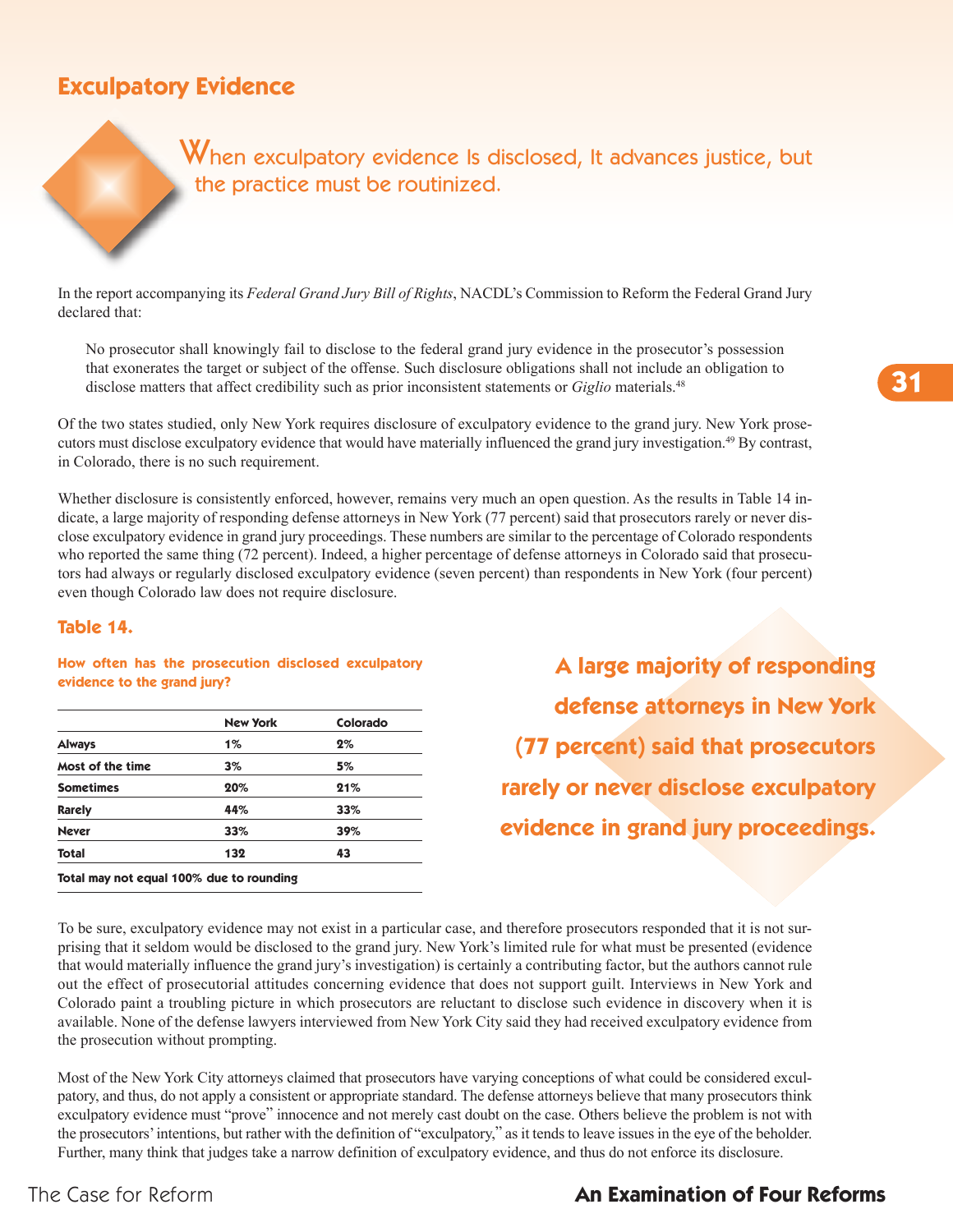## Exculpatory Evidence

When exculpatory evidence Is disclosed, It advances justice, but the practice must be routinized.

In the report accompanying its *Federal Grand Jury Bill of Rights*, NACDL's Commission to Reform the Federal Grand Jury declared that:

> No prosecutor shall knowingly fail to disclose to the federal grand jury evidence in the prosecutor's possession that exonerates the target or subject of the offense. Such disclosure obligations shall not include an obligation to disclose matters that affect credibility such as prior inconsistent statements or *Giglio* materials.[48]

Of the two states studied, only New York requires disclosure of exculpatory evidence to the grand jury. New York prosecutors must disclose exculpatory evidence that would have materially influenced the grand jury investigation.[49] By contrast, in Colorado, there is no such requirement.

Whether disclosure is consistently enforced, however, remains very much an open question. As the results in Table 14 indicate, a large majority of responding defense attorneys in New York (77 percent) said that prosecutors rarely or never disclose exculpatory evidence in grand jury proceedings. These numbers are similar to the percentage of Colorado respondents who reported the same thing (72 percent). Indeed, a higher percentage of defense attorneys in Colorado said that prosecutors had always or regularly disclosed exculpatory evidence (seven percent) than respondents in New York (four percent) even though Colorado law does not require disclosure.

### Table 14.

**How often has the prosecution disclosed exculpatory evidence to the grand jury?**

| | New York | Colorado |
|---|---|---|
| **Always** | 1% | 2% |
| **Most of the time** | 3% | 5% |
| **Sometimes** | 20% | 21% |
| **Rarely** | 44% | 33% |
| **Never** | 33% | 39% |
| **Total** | 132 | 43 |

**Total may not equal 100% due to rounding**

**A large majority of responding defense attorneys in New York (77 percent) said that prosecutors rarely or never disclose exculpatory evidence in grand jury proceedings.**

To be sure, exculpatory evidence may not exist in a particular case, and therefore prosecutors responded that it is not surprising that it seldom would be disclosed to the grand jury. New York's limited rule for what must be presented (evidence that would materially influence the grand jury's investigation) is certainly a contributing factor, but the authors cannot rule out the effect of prosecutorial attitudes concerning evidence that does not support guilt. Interviews in New York and Colorado paint a troubling picture in which prosecutors are reluctant to disclose such evidence in discovery when it is available. None of the defense lawyers interviewed from New York City said they had received exculpatory evidence from the prosecution without prompting.

Most of the New York City attorneys claimed that prosecutors have varying conceptions of what could be considered exculpatory, and thus, do not apply a consistent or appropriate standard. The defense attorneys believe that many prosecutors think exculpatory evidence must "prove" innocence and not merely cast doubt on the case. Others believe the problem is not with the prosecutors' intentions, but rather with the definition of "exculpatory," as it tends to leave issues in the eye of the beholder. Further, many think that judges take a narrow definition of exculpatory evidence, and thus do not enforce its disclosure.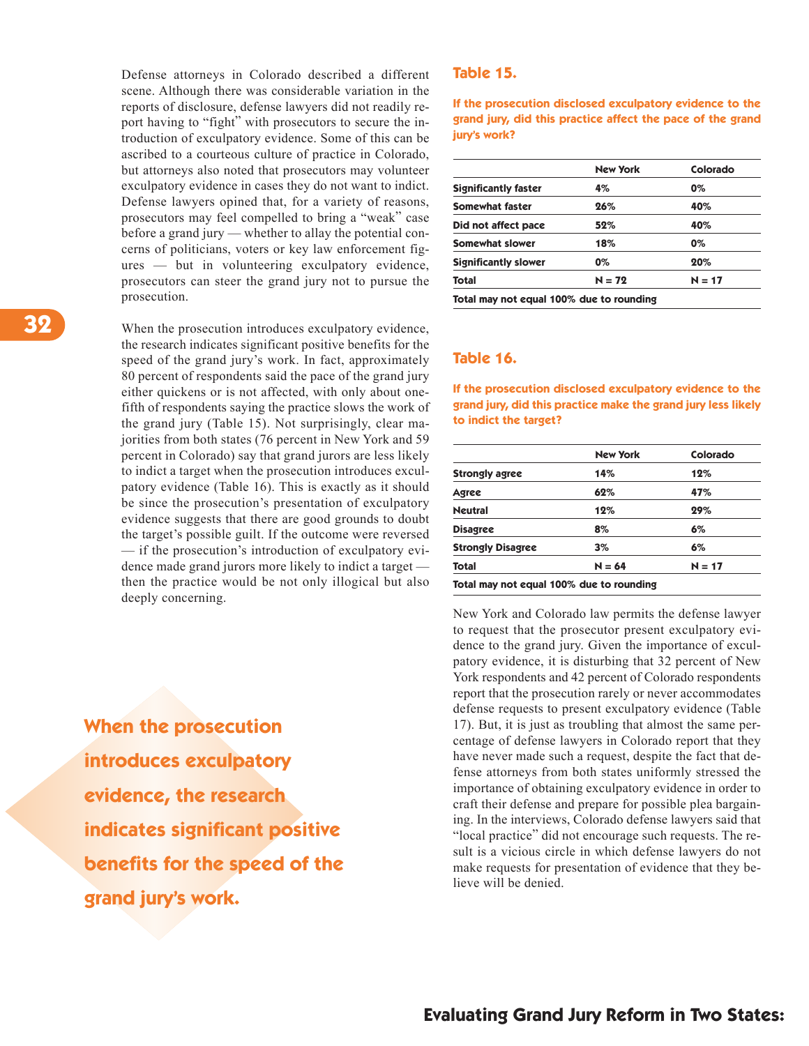Defense attorneys in Colorado described a different scene. Although there was considerable variation in the reports of disclosure, defense lawyers did not readily report having to "fight" with prosecutors to secure the introduction of exculpatory evidence. Some of this can be ascribed to a courteous culture of practice in Colorado, but attorneys also noted that prosecutors may volunteer exculpatory evidence in cases they do not want to indict. Defense lawyers opined that, for a variety of reasons, prosecutors may feel compelled to bring a "weak" case before a grand jury — whether to allay the potential concerns of politicians, voters or key law enforcement figures — but in volunteering exculpatory evidence, prosecutors can steer the grand jury not to pursue the prosecution.

When the prosecution introduces exculpatory evidence, the research indicates significant positive benefits for the speed of the grand jury's work. In fact, approximately 80 percent of respondents said the pace of the grand jury either quickens or is not affected, with only about one-fifth of respondents saying the practice slows the work of the grand jury (Table 15). Not surprisingly, clear majorities from both states (76 percent in New York and 59 percent in Colorado) say that grand jurors are less likely to indict a target when the prosecution introduces exculpatory evidence (Table 16). This is exactly as it should be since the prosecution's presentation of exculpatory evidence suggests that there are good grounds to doubt the target's possible guilt. If the outcome were reversed — if the prosecution's introduction of exculpatory evidence made grand jurors more likely to indict a target — then the practice would be not only illogical but also deeply concerning.

**When the prosecution introduces exculpatory evidence, the research indicates significant positive benefits for the speed of the grand jury's work.**

### Table 15.

**If the prosecution disclosed exculpatory evidence to the grand jury, did this practice affect the pace of the grand jury's work?**

| | New York | Colorado |
|---|---|---|
| Significantly faster | 4% | 0% |
| Somewhat faster | 26% | 40% |
| Did not affect pace | 52% | 40% |
| Somewhat slower | 18% | 0% |
| Significantly slower | 0% | 20% |
| Total | N = 72 | N = 17 |

Total may not equal 100% due to rounding

### Table 16.

**If the prosecution disclosed exculpatory evidence to the grand jury, did this practice make the grand jury less likely to indict the target?**

| | New York | Colorado |
|---|---|---|
| Strongly agree | 14% | 12% |
| Agree | 62% | 47% |
| Neutral | 12% | 29% |
| Disagree | 8% | 6% |
| Strongly Disagree | 3% | 6% |
| Total | N = 64 | N = 17 |

Total may not equal 100% due to rounding

New York and Colorado law permits the defense lawyer to request that the prosecutor present exculpatory evidence to the grand jury. Given the importance of exculpatory evidence, it is disturbing that 32 percent of New York respondents and 42 percent of Colorado respondents report that the prosecution rarely or never accommodates defense requests to present exculpatory evidence (Table 17). But, it is just as troubling that almost the same percentage of defense lawyers in Colorado report that they have never made such a request, despite the fact that defense attorneys from both states uniformly stressed the importance of obtaining exculpatory evidence in order to craft their defense and prepare for possible plea bargaining. In the interviews, Colorado defense lawyers said that "local practice" did not encourage such requests. The result is a vicious circle in which defense lawyers do not make requests for presentation of evidence that they believe will be denied.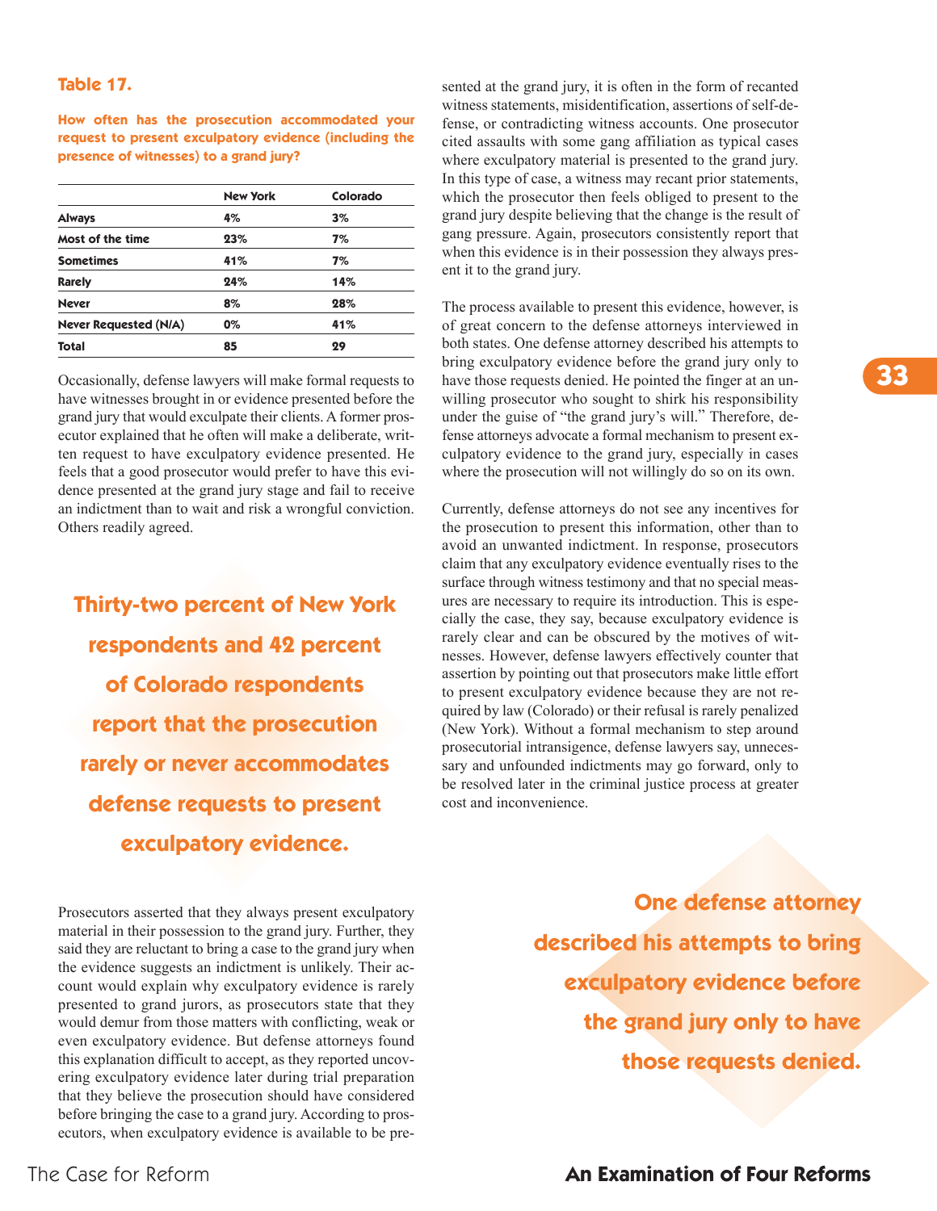**Table 17.**

**How often has the prosecution accommodated your request to present exculpatory evidence (including the presence of witnesses) to a grand jury?**

| | New York | Colorado |
|---|---|---|
| **Always** | 4% | 3% |
| **Most of the time** | 23% | 7% |
| **Sometimes** | 41% | 7% |
| **Rarely** | 24% | 14% |
| **Never** | 8% | 28% |
| **Never Requested (N/A)** | 0% | 41% |
| **Total** | 85 | 29 |

Occasionally, defense lawyers will make formal requests to have witnesses brought in or evidence presented before the grand jury that would exculpate their clients. A former prosecutor explained that he often will make a deliberate, written request to have exculpatory evidence presented. He feels that a good prosecutor would prefer to have this evidence presented at the grand jury stage and fail to receive an indictment than to wait and risk a wrongful conviction. Others readily agreed.

**Thirty-two percent of New York respondents and 42 percent of Colorado respondents report that the prosecution rarely or never accommodates defense requests to present exculpatory evidence.**

Prosecutors asserted that they always present exculpatory material in their possession to the grand jury. Further, they said they are reluctant to bring a case to the grand jury when the evidence suggests an indictment is unlikely. Their account would explain why exculpatory evidence is rarely presented to grand jurors, as prosecutors state that they would demur from those matters with conflicting, weak or even exculpatory evidence. But defense attorneys found this explanation difficult to accept, as they reported uncovering exculpatory evidence later during trial preparation that they believe the prosecution should have considered before bringing the case to a grand jury. According to prosecutors, when exculpatory evidence is available to be presented at the grand jury, it is often in the form of recanted witness statements, misidentification, assertions of self-defense, or contradicting witness accounts. One prosecutor cited assaults with some gang affiliation as typical cases where exculpatory material is presented to the grand jury. In this type of case, a witness may recant prior statements, which the prosecutor then feels obliged to present to the grand jury despite believing that the change is the result of gang pressure. Again, prosecutors consistently report that when this evidence is in their possession they always present it to the grand jury.

The process available to present this evidence, however, is of great concern to the defense attorneys interviewed in both states. One defense attorney described his attempts to bring exculpatory evidence before the grand jury only to have those requests denied. He pointed the finger at an unwilling prosecutor who sought to shirk his responsibility under the guise of "the grand jury's will." Therefore, defense attorneys advocate a formal mechanism to present exculpatory evidence to the grand jury, especially in cases where the prosecution will not willingly do so on its own.

Currently, defense attorneys do not see any incentives for the prosecution to present this information, other than to avoid an unwanted indictment. In response, prosecutors claim that any exculpatory evidence eventually rises to the surface through witness testimony and that no special measures are necessary to require its introduction. This is especially the case, they say, because exculpatory evidence is rarely clear and can be obscured by the motives of witnesses. However, defense lawyers effectively counter that assertion by pointing out that prosecutors make little effort to present exculpatory evidence because they are not required by law (Colorado) or their refusal is rarely penalized (New York). Without a formal mechanism to step around prosecutorial intransigence, defense lawyers say, unnecessary and unfounded indictments may go forward, only to be resolved later in the criminal justice process at greater cost and inconvenience.

**One defense attorney described his attempts to bring exculpatory evidence before the grand jury only to have those requests denied.**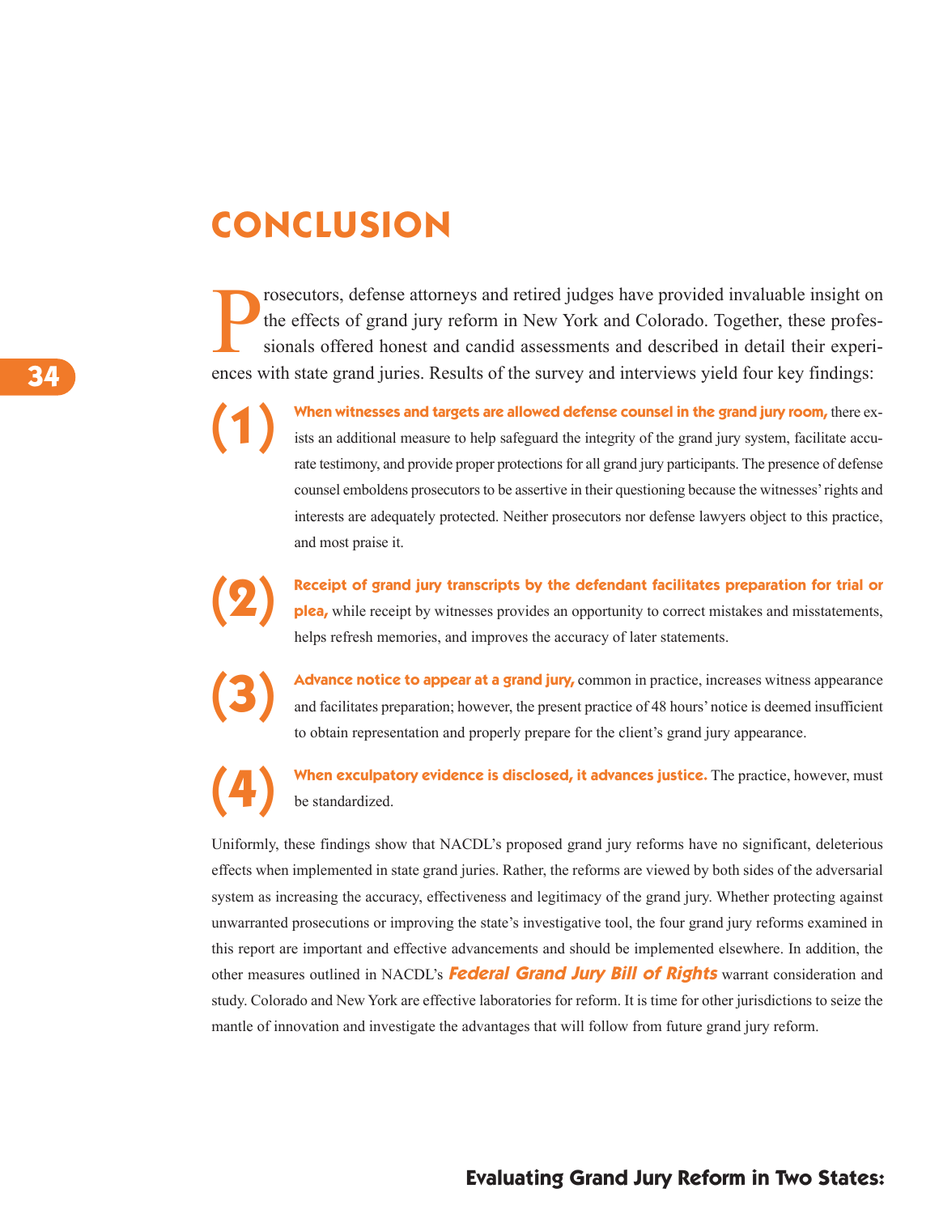# CONCLUSION

Prosecutors, defense attorneys and retired judges have provided invaluable insight on the effects of grand jury reform in New York and Colorado. Together, these professionals offered honest and candid assessments and described in detail their experiences with state grand juries. Results of the survey and interviews yield four key findings:

(1) **When witnesses and targets are allowed defense counsel in the grand jury room,** there exists an additional measure to help safeguard the integrity of the grand jury system, facilitate accurate testimony, and provide proper protections for all grand jury participants. The presence of defense counsel emboldens prosecutors to be assertive in their questioning because the witnesses' rights and interests are adequately protected. Neither prosecutors nor defense lawyers object to this practice, and most praise it.

(2) **Receipt of grand jury transcripts by the defendant facilitates preparation for trial or plea,** while receipt by witnesses provides an opportunity to correct mistakes and misstatements, helps refresh memories, and improves the accuracy of later statements.

(3) **Advance notice to appear at a grand jury,** common in practice, increases witness appearance and facilitates preparation; however, the present practice of 48 hours' notice is deemed insufficient to obtain representation and properly prepare for the client's grand jury appearance.

(4) **When exculpatory evidence is disclosed, it advances justice.** The practice, however, must be standardized.

Uniformly, these findings show that NACDL's proposed grand jury reforms have no significant, deleterious effects when implemented in state grand juries. Rather, the reforms are viewed by both sides of the adversarial system as increasing the accuracy, effectiveness and legitimacy of the grand jury. Whether protecting against unwarranted prosecutions or improving the state's investigative tool, the four grand jury reforms examined in this report are important and effective advancements and should be implemented elsewhere. In addition, the other measures outlined in NACDL's ***Federal Grand Jury Bill of Rights*** warrant consideration and study. Colorado and New York are effective laboratories for reform. It is time for other jurisdictions to seize the mantle of innovation and investigate the advantages that will follow from future grand jury reform.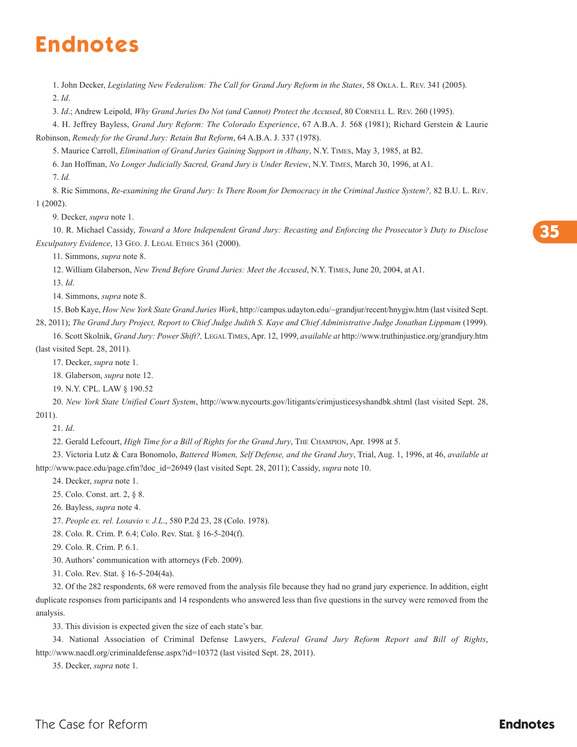# Endnotes

1. John Decker, *Legislating New Federalism: The Call for Grand Jury Reform in the States*, 58 Okla. L. Rev. 341 (2005).

2. *Id*.

3. *Id*.; Andrew Leipold, *Why Grand Juries Do Not (and Cannot) Protect the Accused*, 80 Cornell L. Rev. 260 (1995).

4. H. Jeffrey Bayless, *Grand Jury Reform: The Colorado Experience*, 67 A.B.A. J. 568 (1981); Richard Gerstein & Laurie Robinson, *Remedy for the Grand Jury: Retain But Reform*, 64 A.B.A. J. 337 (1978).

5. Maurice Carroll, *Elimination of Grand Juries Gaining Support in Albany*, N.Y. Times, May 3, 1985, at B2.

6. Jan Hoffman, *No Longer Judicially Sacred, Grand Jury is Under Review*, N.Y. Times, March 30, 1996, at A1.

7. *Id.*

8. Ric Simmons, *Re-examining the Grand Jury: Is There Room for Democracy in the Criminal Justice System?,* 82 B.U. L. Rev. 1 (2002).

9. Decker, *supra* note 1.

10. R. Michael Cassidy, *Toward a More Independent Grand Jury: Recasting and Enforcing the Prosecutor's Duty to Disclose Exculpatory Evidence*, 13 Geo. J. Legal Ethics 361 (2000).

11. Simmons, *supra* note 8.

12. William Glaberson, *New Trend Before Grand Juries: Meet the Accused*, N.Y. Times, June 20, 2004, at A1.

13. *Id*.

14. Simmons, *supra* note 8.

15. Bob Kaye, *How New York State Grand Juries Work*, http://campus.udayton.edu/~grandjur/recent/hnygjw.htm (last visited Sept. 28, 2011); *The Grand Jury Project, Report to Chief Judge Judith S. Kaye and Chief Administrative Judge Jonathan Lippmam* (1999).

16. Scott Skolnik, *Grand Jury: Power Shift?,* Legal Times, Apr. 12, 1999, *available at* http://www.truthinjustice.org/grandjury.htm (last visited Sept. 28, 2011).

17. Decker, *supra* note 1.

18. Glaberson, *supra* note 12.

19. N.Y. CPL. LAW § 190.52

20. *New York State Unified Court System*, http://www.nycourts.gov/litigants/crimjusticesyshandbk.shtml (last visited Sept. 28, 2011).

21. *Id*.

22. Gerald Lefcourt, *High Time for a Bill of Rights for the Grand Jury*, The Champion, Apr. 1998 at 5.

23. Victoria Lutz & Cara Bonomolo, *Battered Women, Self Defense, and the Grand Jury*, Trial, Aug. 1, 1996, at 46, *available at* http://www.pace.edu/page.cfm?doc_id=26949 (last visited Sept. 28, 2011); Cassidy, *supra* note 10.

24. Decker, *supra* note 1.

25. Colo. Const. art. 2, § 8.

26. Bayless, *supra* note 4.

27. *People ex. rel. Losavio v. J.L*., 580 P.2d 23, 28 (Colo. 1978).

28. Colo. R. Crim. P. 6.4; Colo. Rev. Stat. § 16-5-204(f).

29. Colo. R. Crim. P. 6.1.

30. Authors' communication with attorneys (Feb. 2009).

31. Colo. Rev. Stat. § 16-5-204(4a).

32. Of the 282 respondents, 68 were removed from the analysis file because they had no grand jury experience. In addition, eight duplicate responses from participants and 14 respondents who answered less than five questions in the survey were removed from the analysis.

33. This division is expected given the size of each state's bar.

34. National Association of Criminal Defense Lawyers, *Federal Grand Jury Reform Report and Bill of Rights*, http://www.nacdl.org/criminaldefense.aspx?id=10372 (last visited Sept. 28, 2011).

35. Decker, *supra* note 1.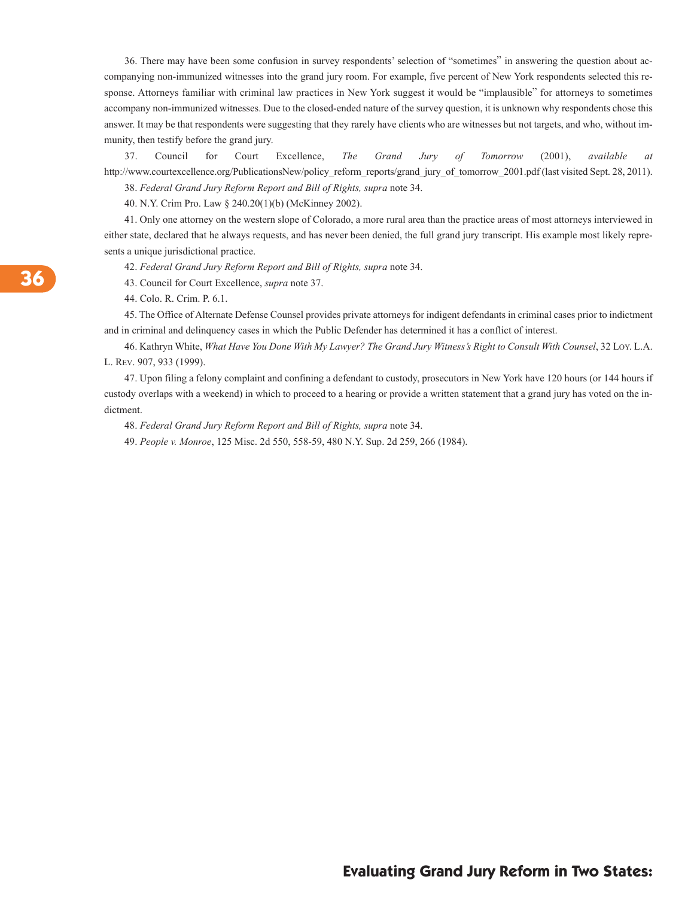36. There may have been some confusion in survey respondents' selection of "sometimes" in answering the question about accompanying non-immunized witnesses into the grand jury room. For example, five percent of New York respondents selected this response. Attorneys familiar with criminal law practices in New York suggest it would be "implausible" for attorneys to sometimes accompany non-immunized witnesses. Due to the closed-ended nature of the survey question, it is unknown why respondents chose this answer. It may be that respondents were suggesting that they rarely have clients who are witnesses but not targets, and who, without immunity, then testify before the grand jury.

37. Council for Court Excellence, *The Grand Jury of Tomorrow* (2001), *available at* http://www.courtexcellence.org/PublicationsNew/policy_reform_reports/grand_jury_of_tomorrow_2001.pdf (last visited Sept. 28, 2011).

38. *Federal Grand Jury Reform Report and Bill of Rights, supra* note 34.

40. N.Y. Crim Pro. Law § 240.20(1)(b) (McKinney 2002).

41. Only one attorney on the western slope of Colorado, a more rural area than the practice areas of most attorneys interviewed in either state, declared that he always requests, and has never been denied, the full grand jury transcript. His example most likely represents a unique jurisdictional practice.

42. *Federal Grand Jury Reform Report and Bill of Rights, supra* note 34.

43. Council for Court Excellence, *supra* note 37.

44. Colo. R. Crim. P. 6.1.

45. The Office of Alternate Defense Counsel provides private attorneys for indigent defendants in criminal cases prior to indictment and in criminal and delinquency cases in which the Public Defender has determined it has a conflict of interest.

46. Kathryn White, *What Have You Done With My Lawyer? The Grand Jury Witness's Right to Consult With Counsel*, 32 Loy. L.A. L. Rev. 907, 933 (1999).

47. Upon filing a felony complaint and confining a defendant to custody, prosecutors in New York have 120 hours (or 144 hours if custody overlaps with a weekend) in which to proceed to a hearing or provide a written statement that a grand jury has voted on the indictment.

48. *Federal Grand Jury Reform Report and Bill of Rights, supra* note 34.

49. *People v. Monroe*, 125 Misc. 2d 550, 558-59, 480 N.Y. Sup. 2d 259, 266 (1984).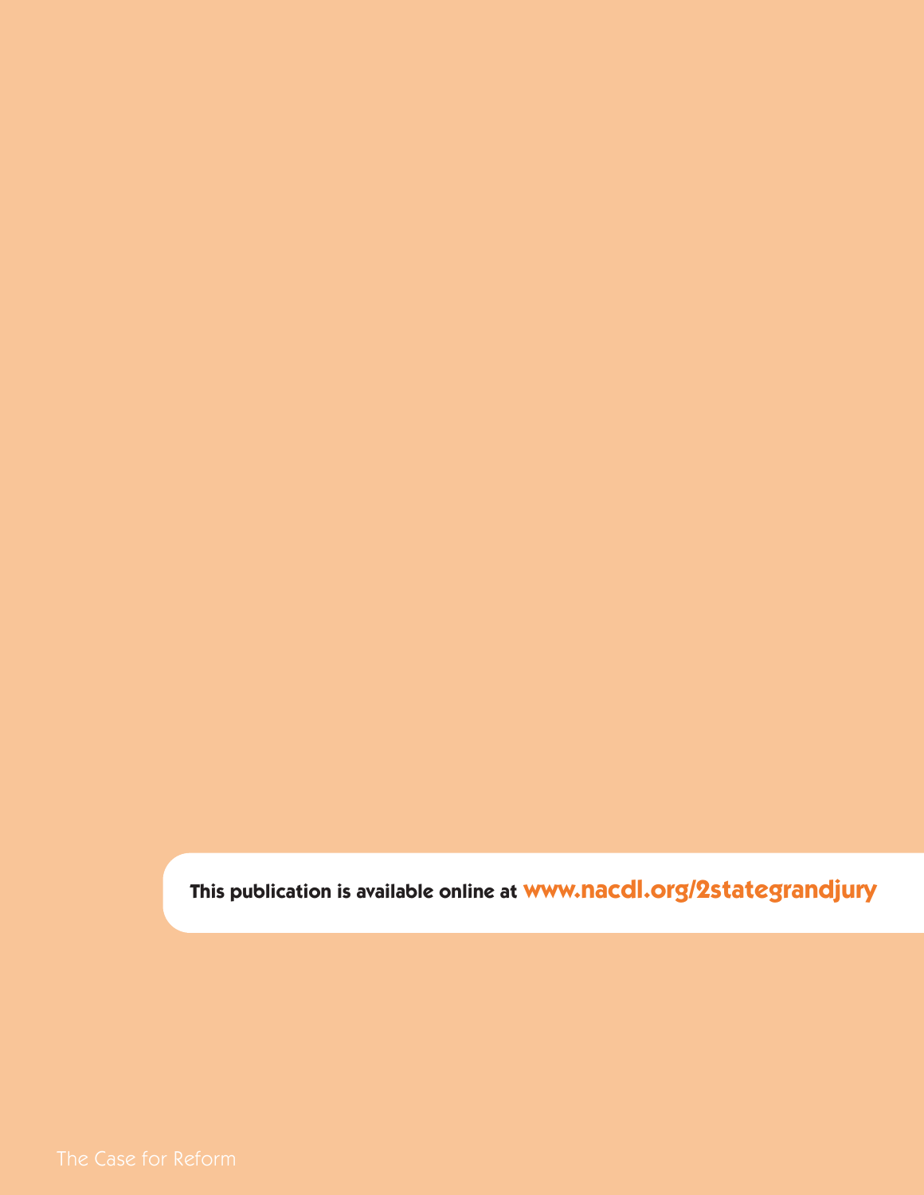This publication is available online at **www.nacdl.org/2stategrandjury**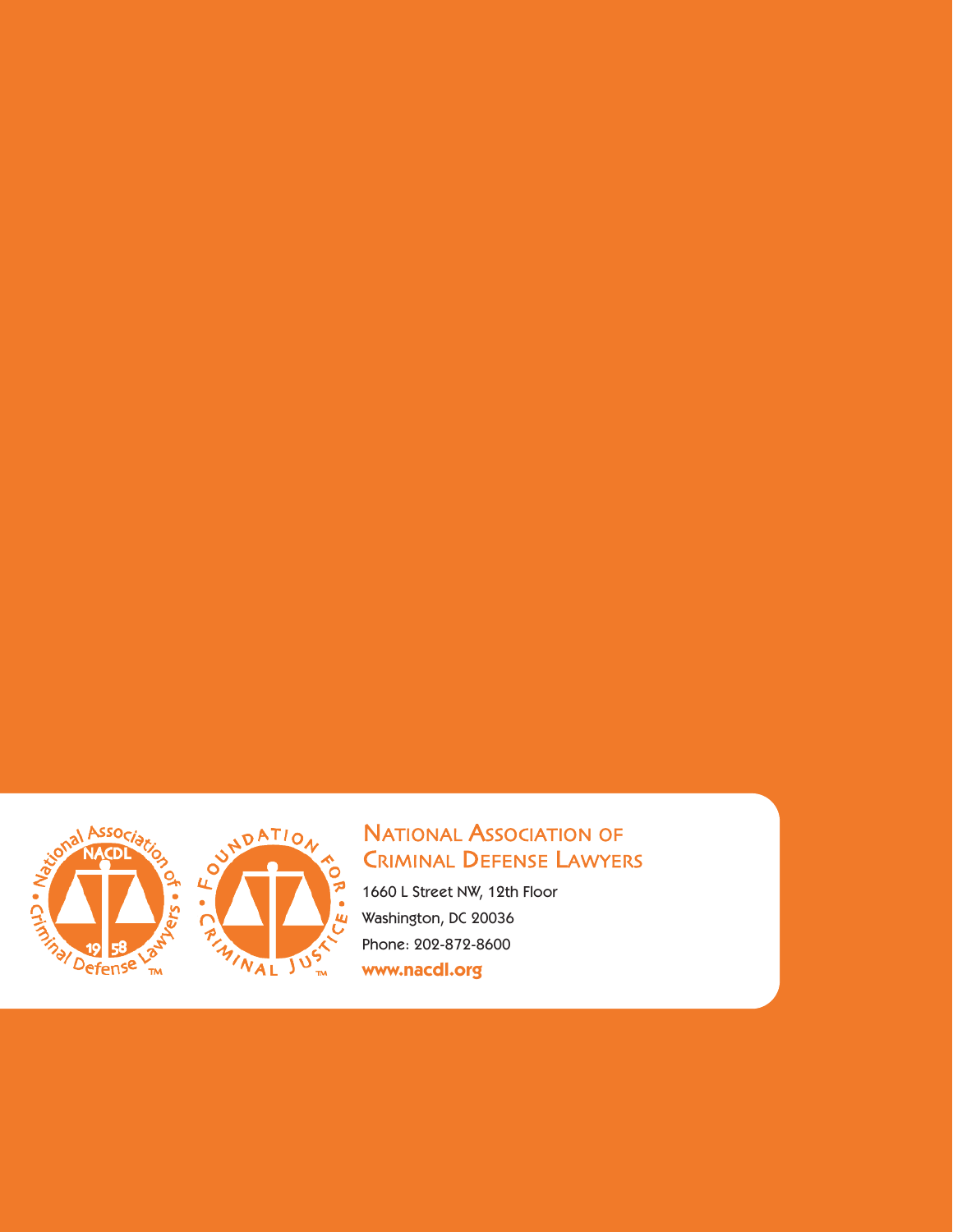**National Association of Criminal Defense Lawyers**

1660 L Street NW, 12th Floor

Washington, DC 20036

Phone: 202-872-8600

**www.nacdl.org**